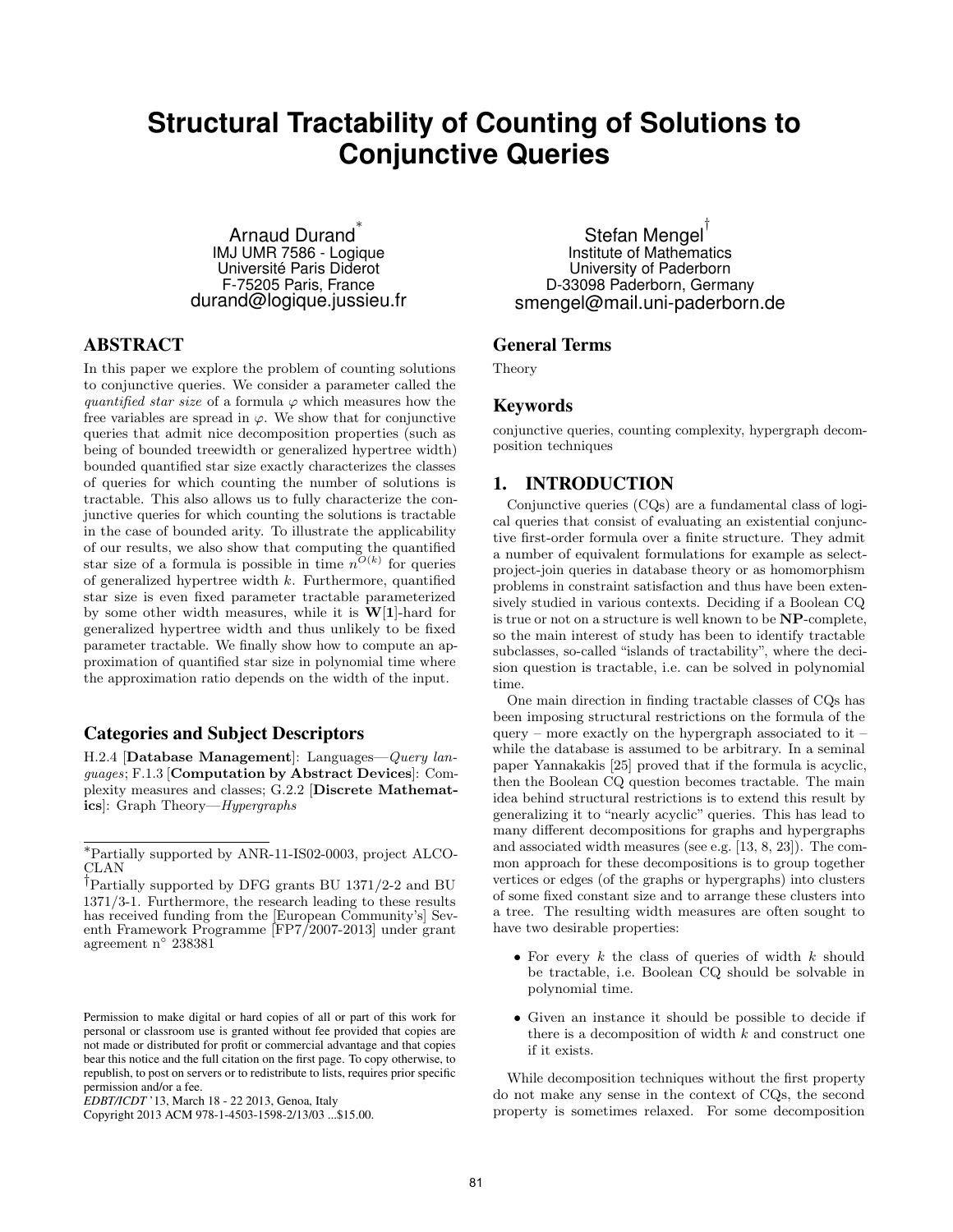# Structural Tractability of Counting of Solutions to Conjunctive Queries

Arnaud Durand[*]
IMJ UMR 7586 - Logique
Université Paris Diderot
F-75205 Paris, France
durand@logique.jussieu.fr

Stefan Mengel[†]
Institute of Mathematics
University of Paderborn
D-33098 Paderborn, Germany
smengel@mail.uni-paderborn.de

## ABSTRACT

In this paper we explore the problem of counting solutions to conjunctive queries. We consider a parameter called the *quantified star size* of a formula $\varphi$ which measures how the free variables are spread in $\varphi$. We show that for conjunctive queries that admit nice decomposition properties (such as being of bounded treewidth or generalized hypertree width) bounded quantified star size exactly characterizes the classes of queries for which counting the number of solutions is tractable. This also allows us to fully characterize the conjunctive queries for which counting the solutions is tractable in the case of bounded arity. To illustrate the applicability of our results, we also show that computing the quantified star size of a formula is possible in time $n^{O(k)}$ for queries of generalized hypertree width $k$. Furthermore, quantified star size is even fixed parameter tractable parameterized by some other width measures, while it is $\mathbf{W[1]}$-hard for generalized hypertree width and thus unlikely to be fixed parameter tractable. We finally show how to compute an approximation of quantified star size in polynomial time where the approximation ratio depends on the width of the input.

### Categories and Subject Descriptors

H.2.4 [**Database Management**]: Languages—*Query languages*; F.1.3 [**Computation by Abstract Devices**]: Complexity measures and classes; G.2.2 [**Discrete Mathematics**]: Graph Theory—*Hypergraphs*

### General Terms

Theory

### Keywords

conjunctive queries, counting complexity, hypergraph decomposition techniques

## 1. INTRODUCTION

Conjunctive queries (CQs) are a fundamental class of logical queries that consist of evaluating an existential conjunctive first-order formula over a finite structure. They admit a number of equivalent formulations for example as select-project-join queries in database theory or as homomorphism problems in constraint satisfaction and thus have been extensively studied in various contexts. Deciding if a Boolean CQ is true or not on a structure is well known to be **NP**-complete, so the main interest of study has been to identify tractable subclasses, so-called "islands of tractability", where the decision question is tractable, i.e. can be solved in polynomial time.

One main direction in finding tractable classes of CQs has been imposing structural restrictions on the formula of the query – more exactly on the hypergraph associated to it – while the database is assumed to be arbitrary. In a seminal paper Yannakakis [25] proved that if the formula is acyclic, then the Boolean CQ question becomes tractable. The main idea behind structural restrictions is to extend this result by generalizing it to "nearly acyclic" queries. This has lead to many different decompositions for graphs and hypergraphs and associated width measures (see e.g. [13, 8, 23]). The common approach for these decompositions is to group together vertices or edges (of the graphs or hypergraphs) into clusters of some fixed constant size and to arrange these clusters into a tree. The resulting width measures are often sought to have two desirable properties:

- For every $k$ the class of queries of width $k$ should be tractable, i.e. Boolean CQ should be solvable in polynomial time.
- Given an instance it should be possible to decide if there is a decomposition of width $k$ and construct one if it exists.

While decomposition techniques without the first property do not make any sense in the context of CQs, the second property is sometimes relaxed. For some decomposition

[*]Partially supported by ANR-11-IS02-0003, project ALCOCLAN

[†]Partially supported by DFG grants BU 1371/2-2 and BU 1371/3-1. Furthermore, the research leading to these results has received funding from the [European Community's] Seventh Framework Programme [FP7/2007-2013] under grant agreement n° 238381

Permission to make digital or hard copies of all or part of this work for personal or classroom use is granted without fee provided that copies are not made or distributed for profit or commercial advantage and that copies bear this notice and the full citation on the first page. To copy otherwise, to republish, to post on servers or to redistribute to lists, requires prior specific permission and/or a fee.
*EDBT/ICDT* '13, March 18 - 22 2013, Genoa, Italy
Copyright 2013 ACM 978-1-4503-1598-2/13/03 ...$15.00.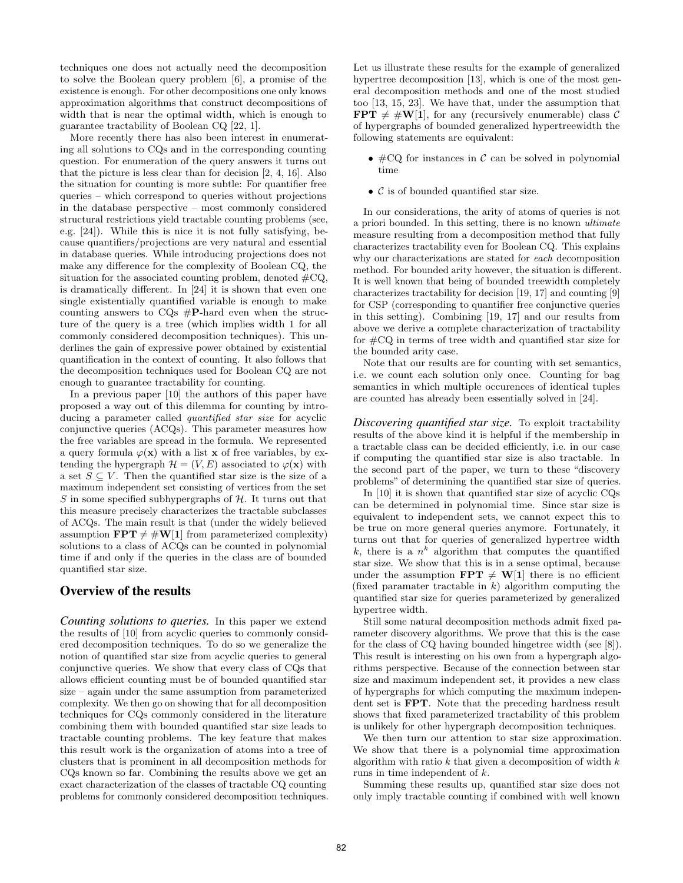techniques one does not actually need the decomposition to solve the Boolean query problem [6], a promise of the existence is enough. For other decompositions one only knows approximation algorithms that construct decompositions of width that is near the optimal width, which is enough to guarantee tractability of Boolean CQ [22, 1].

More recently there has also been interest in enumerating all solutions to CQs and in the corresponding counting question. For enumeration of the query answers it turns out that the picture is less clear than for decision [2, 4, 16]. Also the situation for counting is more subtle: For quantifier free queries – which correspond to queries without projections in the database perspective – most commonly considered structural restrictions yield tractable counting problems (see, e.g. [24]). While this is nice it is not fully satisfying, because quantifiers/projections are very natural and essential in database queries. While introducing projections does not make any difference for the complexity of Boolean CQ, the situation for the associated counting problem, denoted #CQ, is dramatically different. In [24] it is shown that even one single existentially quantified variable is enough to make counting answers to CQs #**P**-hard even when the structure of the query is a tree (which implies width 1 for all commonly considered decomposition techniques). This underlines the gain of expressive power obtained by existential quantification in the context of counting. It also follows that the decomposition techniques used for Boolean CQ are not enough to guarantee tractability for counting.

In a previous paper [10] the authors of this paper have proposed a way out of this dilemma for counting by introducing a parameter called *quantified star size* for acyclic conjunctive queries (ACQs). This parameter measures how the free variables are spread in the formula. We represented a query formula $\varphi(\mathbf{x})$ with a list $\mathbf{x}$ of free variables, by extending the hypergraph $\mathcal{H} = (V, E)$ associated to $\varphi(\mathbf{x})$ with a set $S \subseteq V$. Then the quantified star size is the size of a maximum independent set consisting of vertices from the set $S$ in some specified subhypergraphs of $\mathcal{H}$. It turns out that this measure precisely characterizes the tractable subclasses of ACQs. The main result is that (under the widely believed assumption $\mathbf{FPT} \neq \#\mathbf{W[1]}$ from parameterized complexity) solutions to a class of ACQs can be counted in polynomial time if and only if the queries in the class are of bounded quantified star size.

## Overview of the results

***Counting solutions to queries.*** In this paper we extend the results of [10] from acyclic queries to commonly considered decomposition techniques. To do so we generalize the notion of quantified star size from acyclic queries to general conjunctive queries. We show that every class of CQs that allows efficient counting must be of bounded quantified star size – again under the same assumption from parameterized complexity. We then go on showing that for all decomposition techniques for CQs commonly considered in the literature combining them with bounded quantified star size leads to tractable counting problems. The key feature that makes this result work is the organization of atoms into a tree of clusters that is prominent in all decomposition methods for CQs known so far. Combining the results above we get an exact characterization of the classes of tractable CQ counting problems for commonly considered decomposition techniques.

Let us illustrate these results for the example of generalized hypertree decomposition [13], which is one of the most general decomposition methods and one of the most studied too [13, 15, 23]. We have that, under the assumption that $\mathbf{FPT} \neq \#\mathbf{W[1]}$, for any (recursively enumerable) class $\mathcal{C}$ of hypergraphs of bounded generalized hypertreewidth the following statements are equivalent:

- #CQ for instances in $\mathcal{C}$ can be solved in polynomial time
- $\mathcal{C}$ is of bounded quantified star size.

In our considerations, the arity of atoms of queries is not a priori bounded. In this setting, there is no known *ultimate* measure resulting from a decomposition method that fully characterizes tractability even for Boolean CQ. This explains why our characterizations are stated for *each* decomposition method. For bounded arity however, the situation is different. It is well known that being of bounded treewidth completely characterizes tractability for decision [19, 17] and counting [9] for CSP (corresponding to quantifier free conjunctive queries in this setting). Combining [19, 17] and our results from above we derive a complete characterization of tractability for #CQ in terms of tree width and quantified star size for the bounded arity case.

Note that our results are for counting with set semantics, i.e. we count each solution only once. Counting for bag semantics in which multiple occurences of identical tuples are counted has already been essentially solved in [24].

***Discovering quantified star size.*** To exploit tractability results of the above kind it is helpful if the membership in a tractable class can be decided efficiently, i.e. in our case if computing the quantified star size is also tractable. In the second part of the paper, we turn to these "discovery problems" of determining the quantified star size of queries.

In [10] it is shown that quantified star size of acyclic CQs can be determined in polynomial time. Since star size is equivalent to independent sets, we cannot expect this to be true on more general queries anymore. Fortunately, it turns out that for queries of generalized hypertree width $k$, there is a $n^k$ algorithm that computes the quantified star size. We show that this is in a sense optimal, because under the assumption $\mathbf{FPT} \neq \mathbf{W[1]}$ there is no efficient (fixed paramater tractable in $k$) algorithm computing the quantified star size for queries parameterized by generalized hypertree width.

Still some natural decomposition methods admit fixed parameter discovery algorithms. We prove that this is the case for the class of CQ having bounded hingetree width (see [8]). This result is interesting on his own from a hypergraph algorithms perspective. Because of the connection between star size and maximum independent set, it provides a new class of hypergraphs for which computing the maximum independent set is **FPT**. Note that the preceding hardness result shows that fixed parameterized tractability of this problem is unlikely for other hypergraph decomposition techniques.

We then turn our attention to star size approximation. We show that there is a polynomial time approximation algorithm with ratio $k$ that given a decomposition of width $k$ runs in time independent of $k$.

Summing these results up, quantified star size does not only imply tractable counting if combined with well known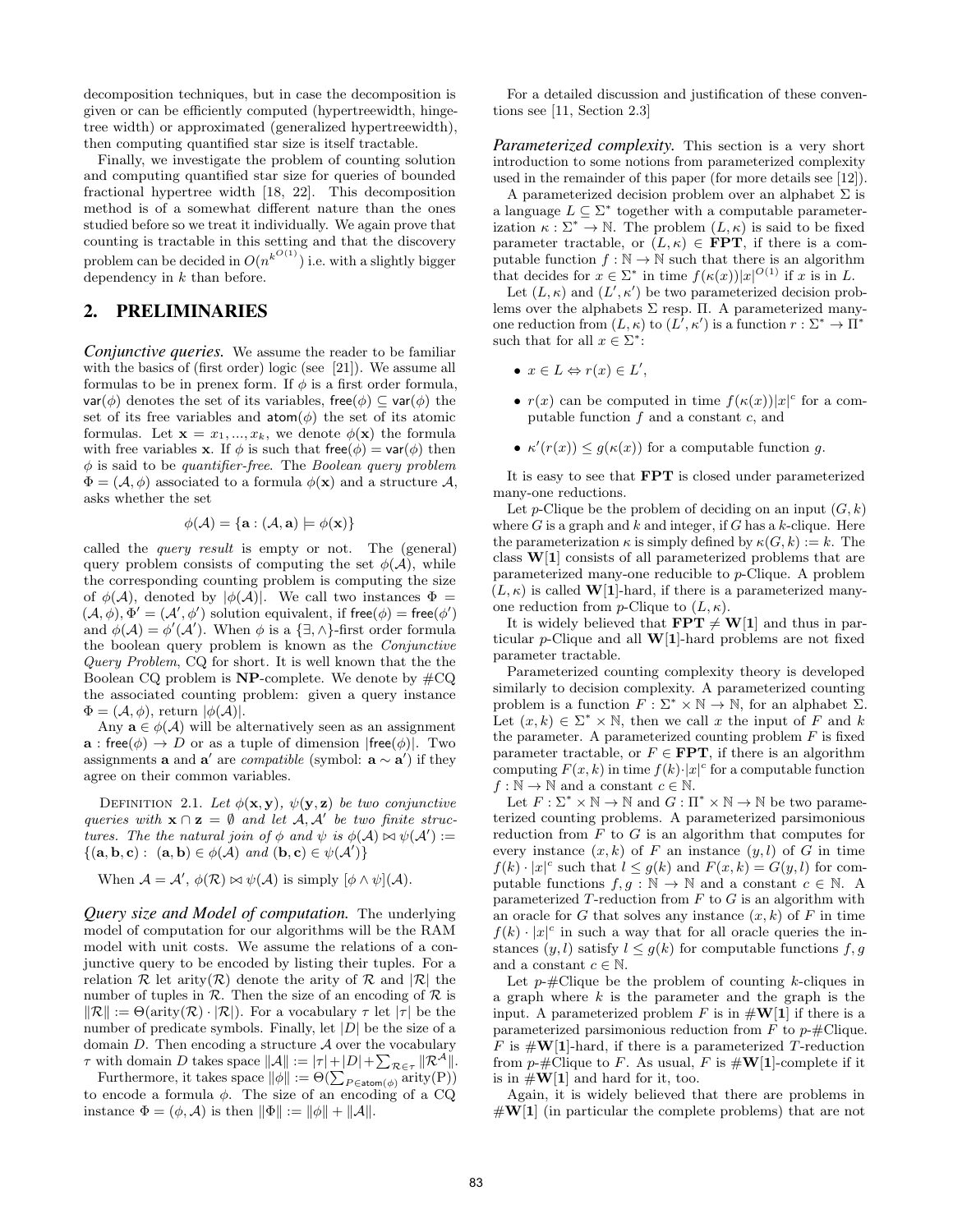decomposition techniques, but in case the decomposition is given or can be efficiently computed (hypertreewidth, hingetree width) or approximated (generalized hypertreewidth), then computing quantified star size is itself tractable.

Finally, we investigate the problem of counting solution and computing quantified star size for queries of bounded fractional hypertree width [18, 22]. This decomposition method is of a somewhat different nature than the ones studied before so we treat it individually. We again prove that counting is tractable in this setting and that the discovery problem can be decided in $O(n^{k^{O(1)}})$ i.e. with a slightly bigger dependency in $k$ than before.

## 2. PRELIMINARIES

***Conjunctive queries.*** We assume the reader to be familiar with the basics of (first order) logic (see [21]). We assume all formulas to be in prenex form. If $\phi$ is a first order formula, $\mathsf{var}(\phi)$ denotes the set of its variables, $\mathsf{free}(\phi) \subseteq \mathsf{var}(\phi)$ the set of its free variables and $\mathsf{atom}(\phi)$ the set of its atomic formulas. Let $\mathbf{x} = x_1, ..., x_k$, we denote $\phi(\mathbf{x})$ the formula with free variables $\mathbf{x}$. If $\phi$ is such that $\mathsf{free}(\phi) = \mathsf{var}(\phi)$ then $\phi$ is said to be *quantifier-free*. The *Boolean query problem* $\Phi = (\mathcal{A}, \phi)$ associated to a formula $\phi(\mathbf{x})$ and a structure $\mathcal{A}$, asks whether the set

$$\phi(\mathcal{A}) = \{\mathbf{a} : (\mathcal{A}, \mathbf{a}) \models \phi(\mathbf{x})\}$$

called the *query result* is empty or not. The (general) query problem consists of computing the set $\phi(\mathcal{A})$, while the corresponding counting problem is computing the size of $\phi(\mathcal{A})$, denoted by $|\phi(\mathcal{A})|$. We call two instances $\Phi = (\mathcal{A}, \phi), \Phi' = (\mathcal{A}', \phi')$ solution equivalent, if $\mathsf{free}(\phi) = \mathsf{free}(\phi')$ and $\phi(\mathcal{A}) = \phi'(\mathcal{A}')$. When $\phi$ is a $\{\exists, \wedge\}$-first order formula the boolean query problem is known as the *Conjunctive Query Problem*, CQ for short. It is well known that the the Boolean CQ problem is **NP**-complete. We denote by #CQ the associated counting problem: given a query instance $\Phi = (\mathcal{A}, \phi)$, return $|\phi(\mathcal{A})|$.

Any $\mathbf{a} \in \phi(\mathcal{A})$ will be alternatively seen as an assignment $\mathbf{a} : \mathsf{free}(\phi) \to D$ or as a tuple of dimension $|\mathsf{free}(\phi)|$. Two assignments $\mathbf{a}$ and $\mathbf{a}'$ are *compatible* (symbol: $\mathbf{a} \sim \mathbf{a}'$) if they agree on their common variables.

Definition 2.1. *Let $\phi(\mathbf{x}, \mathbf{y})$, $\psi(\mathbf{y}, \mathbf{z})$ be two conjunctive queries with $\mathbf{x} \cap \mathbf{z} = \emptyset$ and let $\mathcal{A}, \mathcal{A}'$ be two finite structures. The the natural join of $\phi$ and $\psi$ is $\phi(\mathcal{A}) \bowtie \psi(\mathcal{A}') := \{(\mathbf{a}, \mathbf{b}, \mathbf{c}) : (\mathbf{a}, \mathbf{b}) \in \phi(\mathcal{A}) \text{ and } (\mathbf{b}, \mathbf{c}) \in \psi(\mathcal{A}')\}$*

When $\mathcal{A} = \mathcal{A}'$, $\phi(\mathcal{R}) \bowtie \psi(\mathcal{A})$ is simply $[\phi \wedge \psi](\mathcal{A})$.

***Query size and Model of computation.*** The underlying model of computation for our algorithms will be the RAM model with unit costs. We assume the relations of a conjunctive query to be encoded by listing their tuples. For a relation $\mathcal{R}$ let $\text{arity}(\mathcal{R})$ denote the arity of $\mathcal{R}$ and $|\mathcal{R}|$ the number of tuples in $\mathcal{R}$. Then the size of an encoding of $\mathcal{R}$ is $\|\mathcal{R}\| := \Theta(\text{arity}(\mathcal{R}) \cdot |\mathcal{R}|)$. For a vocabulary $\tau$ let $|\tau|$ be the number of predicate symbols. Finally, let $|D|$ be the size of a domain $D$. Then encoding a structure $\mathcal{A}$ over the vocabulary $\tau$ with domain $D$ takes space $\|\mathcal{A}\| := |\tau| + |D| + \sum_{\mathcal{R} \in \tau} \|\mathcal{R}^{\mathcal{A}}\|$.

Furthermore, it takes space $\|\phi\| := \Theta(\sum_{P \in \mathsf{atom}(\phi)} \text{arity}(\text{P}))$ to encode a formula $\phi$. The size of an encoding of a CQ instance $\Phi = (\phi, \mathcal{A})$ is then $\|\Phi\| := \|\phi\| + \|\mathcal{A}\|$.

For a detailed discussion and justification of these conventions see [11, Section 2.3]

***Parameterized complexity.*** This section is a very short introduction to some notions from parameterized complexity used in the remainder of this paper (for more details see [12]).

A parameterized decision problem over an alphabet $\Sigma$ is a language $L \subseteq \Sigma^*$ together with a computable parameterization $\kappa : \Sigma^* \to \mathbb{N}$. The problem $(L, \kappa)$ is said to be fixed parameter tractable, or $(L, \kappa) \in \mathbf{FPT}$, if there is a computable function $f : \mathbb{N} \to \mathbb{N}$ such that there is an algorithm that decides for $x \in \Sigma^*$ in time $f(\kappa(x))|x|^{O(1)}$ if $x$ is in $L$.

Let $(L, \kappa)$ and $(L', \kappa')$ be two parameterized decision problems over the alphabets $\Sigma$ resp. $\Pi$. A parameterized many-one reduction from $(L, \kappa)$ to $(L', \kappa')$ is a function $r : \Sigma^* \to \Pi^*$ such that for all $x \in \Sigma^*$:

- $x \in L \Leftrightarrow r(x) \in L'$,
- $r(x)$ can be computed in time $f(\kappa(x))|x|^c$ for a computable function $f$ and a constant $c$, and
- $\kappa'(r(x)) \leq g(\kappa(x))$ for a computable function $g$.

It is easy to see that **FPT** is closed under parameterized many-one reductions.

Let $p$-Clique be the problem of deciding on an input $(G, k)$ where $G$ is a graph and $k$ and integer, if $G$ has a $k$-clique. Here the parameterization $\kappa$ is simply defined by $\kappa(G, k) := k$. The class $\mathbf{W[1]}$ consists of all parameterized problems that are parameterized many-one reducible to $p$-Clique. A problem $(L, \kappa)$ is called $\mathbf{W[1]}$-hard, if there is a parameterized many-one reduction from $p$-Clique to $(L, \kappa)$.

It is widely believed that $\mathbf{FPT} \neq \mathbf{W[1]}$ and thus in particular $p$-Clique and all $\mathbf{W[1]}$-hard problems are not fixed parameter tractable.

Parameterized counting complexity theory is developed similarly to decision complexity. A parameterized counting problem is a function $F : \Sigma^* \times \mathbb{N} \to \mathbb{N}$, for an alphabet $\Sigma$. Let $(x, k) \in \Sigma^* \times \mathbb{N}$, then we call $x$ the input of $F$ and $k$ the parameter. A parameterized counting problem $F$ is fixed parameter tractable, or $F \in \mathbf{FPT}$, if there is an algorithm computing $F(x, k)$ in time $f(k) \cdot |x|^c$ for a computable function $f : \mathbb{N} \to \mathbb{N}$ and a constant $c \in \mathbb{N}$.

Let $F : \Sigma^* \times \mathbb{N} \to \mathbb{N}$ and $G : \Pi^* \times \mathbb{N} \to \mathbb{N}$ be two parameterized counting problems. A parameterized parsimonious reduction from $F$ to $G$ is an algorithm that computes for every instance $(x, k)$ of $F$ an instance $(y, l)$ of $G$ in time $f(k) \cdot |x|^c$ such that $l \leq g(k)$ and $F(x, k) = G(y, l)$ for computable functions $f, g : \mathbb{N} \to \mathbb{N}$ and a constant $c \in \mathbb{N}$. A parameterized $T$-reduction from $F$ to $G$ is an algorithm with an oracle for $G$ that solves any instance $(x, k)$ of $F$ in time $f(k) \cdot |x|^c$ in such a way that for all oracle queries the instances $(y, l)$ satisfy $l \leq g(k)$ for computable functions $f, g$ and a constant $c \in \mathbb{N}$.

Let $p$-#Clique be the problem of counting $k$-cliques in a graph where $k$ is the parameter and the graph is the input. A parameterized problem $F$ is in $\#\mathbf{W[1]}$ if there is a parameterized parsimonious reduction from $F$ to $p$-#Clique. $F$ is $\#\mathbf{W[1]}$-hard, if there is a parameterized $T$-reduction from $p$-#Clique to $F$. As usual, $F$ is $\#\mathbf{W[1]}$-complete if it is in $\#\mathbf{W[1]}$ and hard for it, too.

Again, it is widely believed that there are problems in $\#\mathbf{W[1]}$ (in particular the complete problems) that are not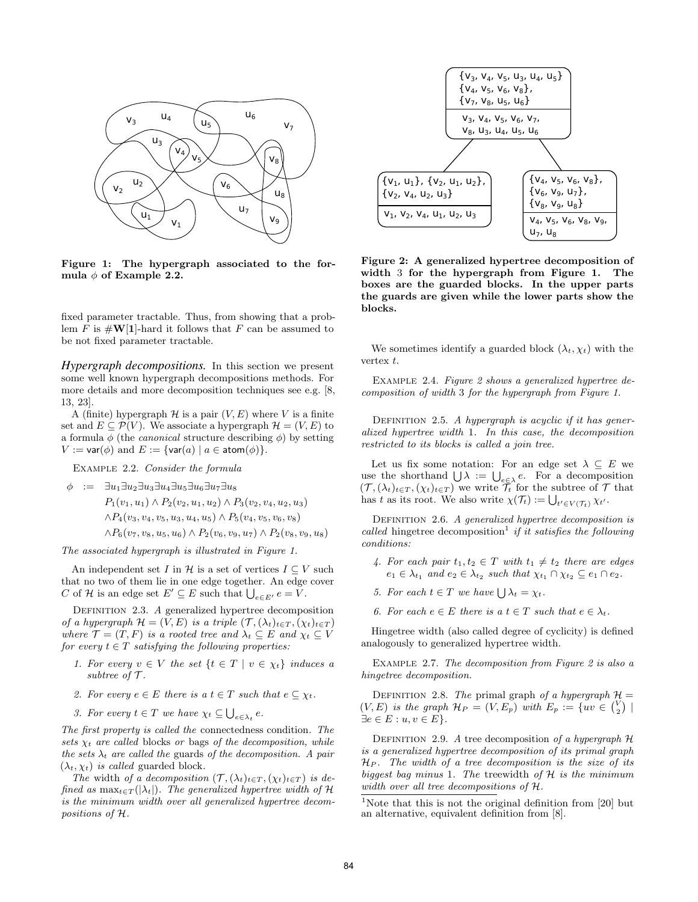**Figure 1: The hypergraph associated to the formula $\phi$ of Example 2.2.**

fixed parameter tractable. Thus, from showing that a problem $F$ is $\#\mathbf{W}[\mathbf{1}]$-hard it follows that $F$ can be assumed to be not fixed parameter tractable.

***Hypergraph decompositions.*** In this section we present some well known hypergraph decompositions methods. For more details and more decomposition techniques see e.g. [8, 13, 23].

A (finite) hypergraph $\mathcal{H}$ is a pair $(V, E)$ where $V$ is a finite set and $E \subseteq \mathcal{P}(V)$. We associate a hypergraph $\mathcal{H} = (V, E)$ to a formula $\phi$ (the *canonical* structure describing $\phi$) by setting $V := \mathsf{var}(\phi)$ and $E := \{\mathsf{var}(a) \mid a \in \mathsf{atom}(\phi)\}$.

Example 2.2. *Consider the formula*

$$
\begin{aligned}
\phi \ := \ & \exists u_1 \exists u_2 \exists u_3 \exists u_4 \exists u_5 \exists u_6 \exists u_7 \exists u_8 \\
& P_1(v_1, u_1) \wedge P_2(v_2, u_1, u_2) \wedge P_3(v_2, v_4, u_2, u_3) \\
& \wedge P_4(v_3, v_4, v_5, u_3, u_4, u_5) \wedge P_5(v_4, v_5, v_6, v_8) \\
& \wedge P_6(v_7, v_8, u_5, u_6) \wedge P_2(v_6, v_9, u_7) \wedge P_2(v_8, v_9, u_8)
\end{aligned}
$$

*The associated hypergraph is illustrated in Figure 1.*

An independent set $I$ in $\mathcal{H}$ is a set of vertices $I \subseteq V$ such that no two of them lie in one edge together. An edge cover $C$ of $\mathcal{H}$ is an edge set $E' \subseteq E$ such that $\bigcup_{e \in E'} e = V$.

Definition 2.3. *A generalized hypertree decomposition of a hypergraph $\mathcal{H} = (V, E)$ is a triple $(\mathcal{T}, (\lambda_t)_{t \in T}, (\chi_t)_{t \in T})$ where $\mathcal{T} = (T, F)$ is a rooted tree and $\lambda_t \subseteq E$ and $\chi_t \subseteq V$ for every $t \in T$ satisfying the following properties:*

1. *For every $v \in V$ the set $\{t \in T \mid v \in \chi_t\}$ induces a subtree of $\mathcal{T}$.*
2. *For every $e \in E$ there is a $t \in T$ such that $e \subseteq \chi_t$.*
3. *For every $t \in T$ we have $\chi_t \subseteq \bigcup_{e \in \lambda_t} e$.*

*The first property is called the* connectedness condition*. The sets $\chi_t$ are called* blocks *or* bags *of the decomposition, while the sets $\lambda_t$ are called the* guards *of the decomposition. A pair $(\lambda_t, \chi_t)$ is called* guarded block*.*

*The* width *of a decomposition $(\mathcal{T}, (\lambda_t)_{t \in T}, (\chi_t)_{t \in T})$ is defined as $\max_{t \in T}(|\lambda_t|)$. The generalized hypertree width of $\mathcal{H}$ is the minimum width over all generalized hypertree decompositions of $\mathcal{H}$.*

**Figure 2: A generalized hypertree decomposition of width 3 for the hypergraph from Figure 1. The boxes are the guarded blocks. In the upper parts the guards are given while the lower parts show the blocks.**

We sometimes identify a guarded block $(\lambda_t, \chi_t)$ with the vertex $t$.

Example 2.4. *Figure 2 shows a generalized hypertree decomposition of width 3 for the hypergraph from Figure 1.*

Definition 2.5. *A hypergraph is acyclic if it has generalized hypertree width 1. In this case, the decomposition restricted to its blocks is called a join tree.*

Let us fix some notation: For an edge set $\lambda \subseteq E$ we use the shorthand $\bigcup \lambda := \bigcup_{e \in \lambda} e$. For a decomposition $(\mathcal{T}, (\lambda_t)_{t \in T}, (\chi_t)_{t \in T})$ we write $\mathcal{T}_t$ for the subtree of $\mathcal{T}$ that has $t$ as its root. We also write $\chi(\mathcal{T}_t) := \bigcup_{t' \in V(\mathcal{T}_t)} \chi_{t'}$.

Definition 2.6. *A generalized hypertree decomposition is called* hingetree decomposition[1] *if it satisfies the following conditions:*

4. *For each pair $t_1, t_2 \in T$ with $t_1 \neq t_2$ there are edges $e_1 \in \lambda_{t_1}$ and $e_2 \in \lambda_{t_2}$ such that $\chi_{t_1} \cap \chi_{t_2} \subseteq e_1 \cap e_2$.*
5. *For each $t \in T$ we have $\bigcup \lambda_t = \chi_t$.*
6. *For each $e \in E$ there is a $t \in T$ such that $e \in \lambda_t$.*

Hingetree width (also called degree of cyclicity) is defined analogously to generalized hypertree width.

Example 2.7. *The decomposition from Figure 2 is also a hingetree decomposition.*

Definition 2.8. *The* primal graph *of a hypergraph $\mathcal{H} = (V, E)$ is the graph $\mathcal{H}_P = (V, E_p)$ with $E_p := \{uv \in \binom{V}{2} \mid \exists e \in E : u, v \in e\}$.*

Definition 2.9. *A* tree decomposition *of a hypergraph $\mathcal{H}$ is a generalized hypertree decomposition of its primal graph $\mathcal{H}_P$. The width of a tree decomposition is the size of its biggest bag minus 1. The* treewidth *of $\mathcal{H}$ is the minimum width over all tree decompositions of $\mathcal{H}$.*

[1] Note that this is not the original definition from [20] but an alternative, equivalent definition from [8].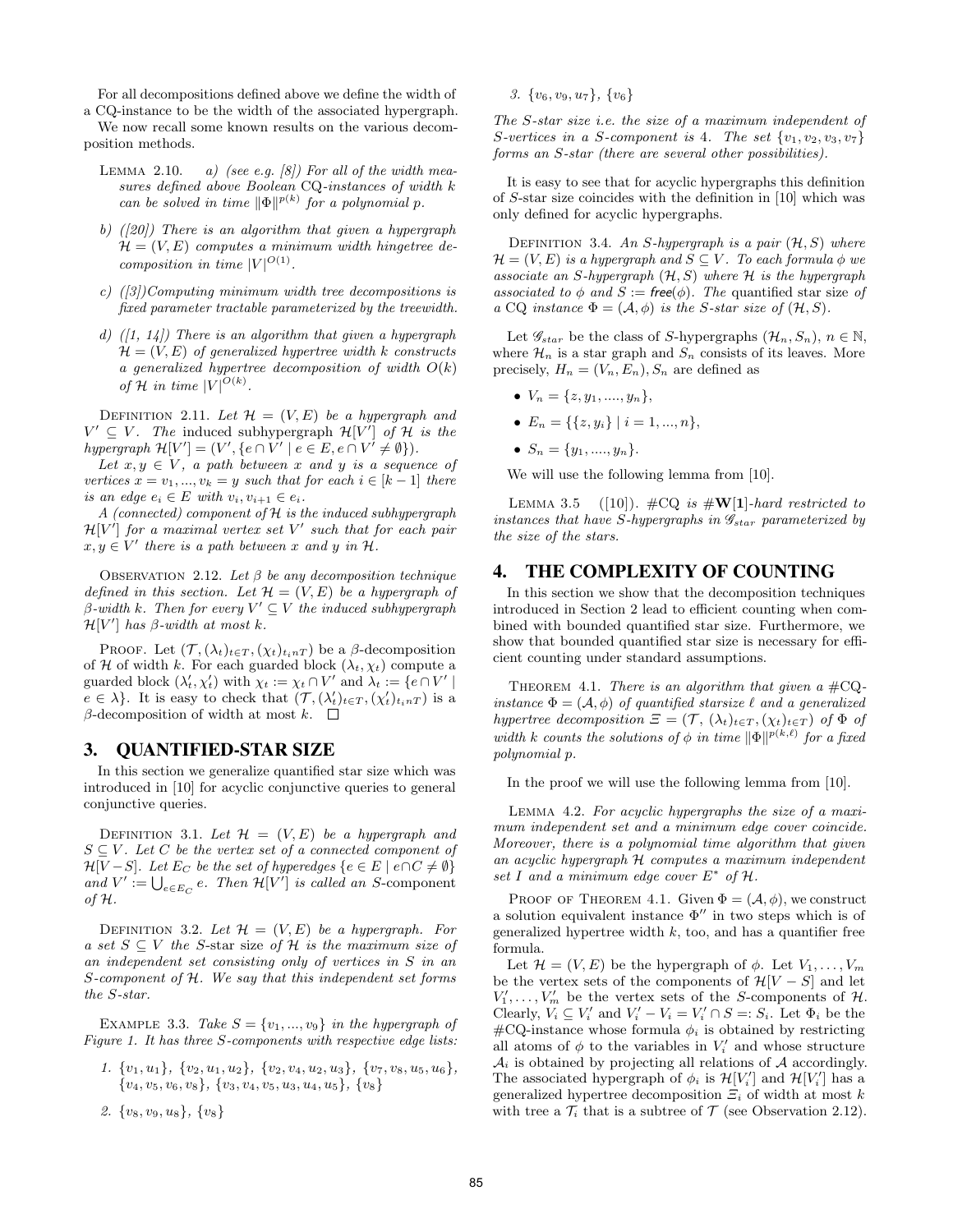For all decompositions defined above we define the width of a CQ-instance to be the width of the associated hypergraph.

We now recall some known results on the various decomposition methods.

Lemma 2.10. *a) (see e.g. [8]) For all of the width measures defined above Boolean* CQ*-instances of width $k$ can be solved in time $\|\Phi\|^{p(k)}$ for a polynomial $p$.*

*b) ([20]) There is an algorithm that given a hypergraph $\mathcal{H} = (V, E)$ computes a minimum width hingetree decomposition in time $|V|^{O(1)}$.*

*c) ([3])Computing minimum width tree decompositions is fixed parameter tractable parameterized by the treewidth.*

*d) ([1, 14]) There is an algorithm that given a hypergraph $\mathcal{H} = (V, E)$ of generalized hypertree width $k$ constructs a generalized hypertree decomposition of width $O(k)$ of $\mathcal{H}$ in time $|V|^{O(k)}$.*

Definition 2.11. *Let $\mathcal{H} = (V, E)$ be a hypergraph and $V' \subseteq V$. The* induced subhypergraph *$\mathcal{H}[V']$ of $\mathcal{H}$ is the hypergraph $\mathcal{H}[V'] = (V', \{e \cap V' \mid e \in E, e \cap V' \neq \emptyset\})$.*

*Let $x, y \in V$, a path between $x$ and $y$ is a sequence of vertices $x = v_1, ..., v_k = y$ such that for each $i \in [k-1]$ there is an edge $e_i \in E$ with $v_i, v_{i+1} \in e_i$.*

*A (connected) component of $\mathcal{H}$ is the induced subhypergraph $\mathcal{H}[V']$ for a maximal vertex set $V'$ such that for each pair $x, y \in V'$ there is a path between $x$ and $y$ in $\mathcal{H}$.*

Observation 2.12. *Let $\beta$ be any decomposition technique defined in this section. Let $\mathcal{H} = (V, E)$ be a hypergraph of $\beta$-width $k$. Then for every $V' \subseteq V$ the induced subhypergraph $\mathcal{H}[V']$ has $\beta$-width at most $k$.*

Proof. Let $(\mathcal{T}, (\lambda_t)_{t \in T}, (\chi_t)_{t in T})$ be a $\beta$-decomposition of $\mathcal{H}$ of width $k$. For each guarded block $(\lambda_t, \chi_t)$ compute a guarded block $(\lambda'_t, \chi'_t)$ with $\chi_t := \chi_t \cap V'$ and $\lambda_t := \{e \cap V' \mid e \in \lambda\}$. It is easy to check that $(\mathcal{T}, (\lambda'_t)_{t \in T}, (\chi'_t)_{t in T})$ is a $\beta$-decomposition of width at most $k$. $\square$

## 3. QUANTIFIED-STAR SIZE

In this section we generalize quantified star size which was introduced in [10] for acyclic conjunctive queries to general conjunctive queries.

Definition 3.1. *Let $\mathcal{H} = (V, E)$ be a hypergraph and $S \subseteq V$. Let $C$ be the vertex set of a connected component of $\mathcal{H}[V - S]$. Let $E_C$ be the set of hyperedges $\{e \in E \mid e \cap C \neq \emptyset\}$ and $V' := \bigcup_{e \in E_C} e$. Then $\mathcal{H}[V']$ is called an $S$-*component *of $\mathcal{H}$.*

Definition 3.2. *Let $\mathcal{H} = (V, E)$ be a hypergraph. For a set $S \subseteq V$ the $S$-*star size *of $\mathcal{H}$ is the maximum size of an independent set consisting only of vertices in $S$ in an $S$-component of $\mathcal{H}$. We say that this independent set forms the $S$-star.*

Example 3.3. *Take $S = \{v_1, ..., v_9\}$ in the hypergraph of Figure 1. It has three $S$-components with respective edge lists:*

1. *$\{v_1, u_1\}$, $\{v_2, u_1, u_2\}$, $\{v_2, v_4, u_2, u_3\}$, $\{v_7, v_8, u_5, u_6\}$, $\{v_4, v_5, v_6, v_8\}$, $\{v_3, v_4, v_5, u_3, u_4, u_5\}$, $\{v_8\}$*
2. *$\{v_8, v_9, u_8\}$, $\{v_8\}$*
3. *$\{v_6, v_9, u_7\}$, $\{v_6\}$*

*The $S$-star size i.e. the size of a maximum independent of $S$-vertices in a $S$-component is 4. The set $\{v_1, v_2, v_3, v_7\}$ forms an $S$-star (there are several other possibilities).*

It is easy to see that for acyclic hypergraphs this definition of $S$-star size coincides with the definition in [10] which was only defined for acyclic hypergraphs.

Definition 3.4. *An $S$-hypergraph is a pair $(\mathcal{H}, S)$ where $\mathcal{H} = (V, E)$ is a hypergraph and $S \subseteq V$. To each formula $\phi$ we associate an $S$-hypergraph $(\mathcal{H}, S)$ where $\mathcal{H}$ is the hypergraph associated to $\phi$ and $S := \mathsf{free}(\phi)$. The* quantified star size *of a* CQ *instance $\Phi = (\mathcal{A}, \phi)$ is the $S$-star size of $(\mathcal{H}, S)$.*

Let $\mathscr{G}_{star}$ be the class of $S$-hypergraphs $(\mathcal{H}_n, S_n)$, $n \in \mathbb{N}$, where $\mathcal{H}_n$ is a star graph and $S_n$ consists of its leaves. More precisely, $H_n = (V_n, E_n), S_n$ are defined as

- $V_n = \{z, y_1, ...., y_n\}$,
- $E_n = \{\{z, y_i\} \mid i = 1, ..., n\}$,
- $S_n = \{y_1, ...., y_n\}$.

We will use the following lemma from [10].

Lemma 3.5 ([10]). *#CQ is $\#\mathbf{W[1]}$-hard restricted to instances that have $S$-hypergraphs in $\mathscr{G}_{star}$ parameterized by the size of the stars.*

## 4. THE COMPLEXITY OF COUNTING

In this section we show that the decomposition techniques introduced in Section 2 lead to efficient counting when combined with bounded quantified star size. Furthermore, we show that bounded quantified star size is necessary for efficient counting under standard assumptions.

Theorem 4.1. *There is an algorithm that given a #CQ-instance $\Phi = (\mathcal{A}, \phi)$ of quantified starsize $\ell$ and a generalized hypertree decomposition $\Xi = (\mathcal{T}, (\lambda_t)_{t \in T}, (\chi_t)_{t \in T})$ of $\Phi$ of width $k$ counts the solutions of $\phi$ in time $\|\Phi\|^{p(k,\ell)}$ for a fixed polynomial $p$.*

In the proof we will use the following lemma from [10].

Lemma 4.2. *For acyclic hypergraphs the size of a maximum independent set and a minimum edge cover coincide. Moreover, there is a polynomial time algorithm that given an acyclic hypergraph $\mathcal{H}$ computes a maximum independent set $I$ and a minimum edge cover $E^*$ of $\mathcal{H}$.*

Proof of Theorem 4.1. Given $\Phi = (\mathcal{A}, \phi)$, we construct a solution equivalent instance $\Phi''$ in two steps which is of generalized hypertree width $k$, too, and has a quantifier free formula.

Let $\mathcal{H} = (V, E)$ be the hypergraph of $\phi$. Let $V_1, \ldots, V_m$ be the vertex sets of the components of $\mathcal{H}[V - S]$ and let $V'_1, \ldots, V'_m$ be the vertex sets of the $S$-components of $\mathcal{H}$. Clearly, $V_i \subseteq V'_i$ and $V'_i - V_i = V'_i \cap S =: S_i$. Let $\Phi_i$ be the #CQ-instance whose formula $\phi_i$ is obtained by restricting all atoms of $\phi$ to the variables in $V'_i$ and whose structure $\mathcal{A}_i$ is obtained by projecting all relations of $\mathcal{A}$ accordingly. The associated hypergraph of $\phi_i$ is $\mathcal{H}[V'_i]$ and $\mathcal{H}[V'_i]$ has a generalized hypertree decomposition $\Xi_i$ of width at most $k$ with tree a $\mathcal{T}_i$ that is a subtree of $\mathcal{T}$ (see Observation 2.12).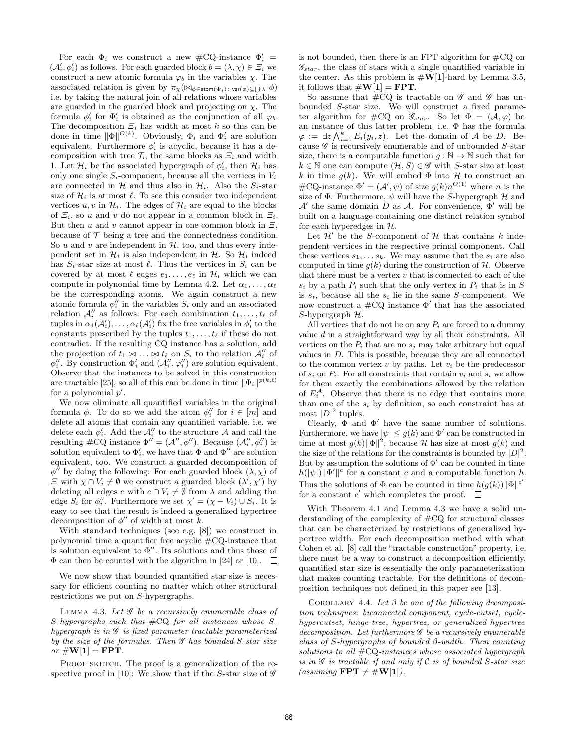For each $\Phi_i$ we construct a new #CQ-instance $\Phi_i' = (\mathcal{A}_i', \phi_i')$ as follows. For each guarded block $b = (\lambda, \chi) \in \Xi_i$ we construct a new atomic formula $\varphi_b$ in the variables $\chi$. The associated relation is given by $\pi_\chi(\bowtie_{\phi \in \mathsf{atom}(\Phi_i) \colon \mathsf{var}(\phi) \subseteq \bigcup \lambda} \phi)$ i.e. by taking the natural join of all relations whose variables are guarded in the guarded block and projecting on $\chi$. The formula $\phi_i'$ for $\Phi_i'$ is obtained as the conjunction of all $\varphi_b$. The decomposition $\Xi_i$ has width at most $k$ so this can be done in time $\|\Phi\|^{O(k)}$. Obviously, $\Phi_i$ and $\Phi_i'$ are solution equivalent. Furthermore $\phi_i'$ is acyclic, because it has a decomposition with tree $\mathcal{T}_i$, the same blocks as $\Xi_i$ and width 1. Let $\mathcal{H}_i$ be the associated hypergraph of $\phi_i'$, then $\mathcal{H}_i$ has only one single $S_i$-component, because all the vertices in $V_i$ are connected in $\mathcal{H}$ and thus also in $\mathcal{H}_i$. Also the $S_i$-star size of $\mathcal{H}_i$ is at most $\ell$. To see this consider two independent vertices $u, v$ in $\mathcal{H}_i$. The edges of $\mathcal{H}_i$ are equal to the blocks of $\Xi_i$, so $u$ and $v$ do not appear in a common block in $\Xi_i$. But then $u$ and $v$ cannot appear in one common block in $\Xi$, because of $\mathcal{T}$ being a tree and the connectedness condition. So $u$ and $v$ are independent in $\mathcal{H}$, too, and thus every independent set in $\mathcal{H}_i$ is also independent in $\mathcal{H}$. So $\mathcal{H}_i$ indeed has $S_i$-star size at most $\ell$. Thus the vertices in $S_i$ can be covered by at most $\ell$ edges $e_1, \ldots, e_\ell$ in $\mathcal{H}_i$ which we can compute in polynomial time by Lemma 4.2. Let $\alpha_1, \ldots, \alpha_\ell$ be the corresponding atoms. We again construct a new atomic formula $\phi_i''$ in the variables $S_i$ only and an associated relation $\mathcal{A}_i''$ as follows: For each combination $t_1, \ldots, t_\ell$ of tuples in $\alpha_1(\mathcal{A}_i'), \ldots, \alpha_\ell(\mathcal{A}_i')$ fix the free variables in $\phi_i'$ to the constants prescribed by the tuples $t_1, \ldots, t_\ell$ if these do not contradict. If the resulting CQ instance has a solution, add the projection of $t_1 \bowtie \ldots \bowtie t_\ell$ on $S_i$ to the relation $\mathcal{A}_i''$ of $\phi_i''$. By construction $\Phi_i'$ and $(\mathcal{A}_i'', \varphi_i'')$ are solution equivalent. Observe that the instances to be solved in this construction are tractable [25], so all of this can be done in time $\|\Phi_i\|^{p(k,\ell)}$ for a polynomial $p'$.

We now eliminate all quantified variables in the original formula $\phi$. To do so we add the atom $\phi_i''$ for $i \in [m]$ and delete all atoms that contain any quantified variable, i.e. we delete each $\phi_i'$. Add the $\mathcal{A}_i''$ to the structure $\mathcal{A}$ and call the resulting #CQ instance $\Phi'' = (\mathcal{A}'', \phi'')$. Because $(\mathcal{A}_i'', \phi_i'')$ is solution equivalent to $\Phi_i'$, we have that $\Phi$ and $\Phi''$ are solution equivalent, too. We construct a guarded decomposition of $\phi''$ by doing the following: For each guarded block $(\lambda, \chi)$ of $\Xi$ with $\chi \cap V_i \neq \emptyset$ we construct a guarded block $(\lambda', \chi')$ by deleting all edges $e$ with $e \cap V_i \neq \emptyset$ from $\lambda$ and adding the edge $S_i$ for $\phi_i''$. Furthermore we set $\chi' = (\chi - V_i) \cup S_i$. It is easy to see that the result is indeed a generalized hypertree decomposition of $\phi''$ of width at most $k$.

With standard techniques (see e.g. [8]) we construct in polynomial time a quantifier free acyclic #CQ-instance that is solution equivalent to $\Phi''$. Its solutions and thus those of $\Phi$ can then be counted with the algorithm in [24] or [10]. $\square$

We now show that bounded quantified star size is necessary for efficient counting no matter which other structural restrictions we put on $S$-hypergraphs.

Lemma 4.3. *Let $\mathscr{G}$ be a recursively enumerable class of $S$-hypergraphs such that #CQ for all instances whose $S$-hypergraph is in $\mathscr{G}$ is fixed parameter tractable parameterized by the size of the formulas. Then $\mathscr{G}$ has bounded $S$-star size or $\#\mathbf{W}[1] = \mathbf{FPT}$.*

Proof sketch. The proof is a generalization of the respective proof in [10]: We show that if the $S$-star size of $\mathscr{G}$ is not bounded, then there is an FPT algorithm for #CQ on $\mathscr{G}_{star}$, the class of stars with a single quantified variable in the center. As this problem is $\#\mathbf{W}[1]$-hard by Lemma 3.5, it follows that $\#\mathbf{W}[1] = \mathbf{FPT}$.

So assume that #CQ is tractable on $\mathscr{G}$ and $\mathscr{G}$ has unbounded $S$-star size. We will construct a fixed parameter tractable algorithm for #CQ on $\mathscr{G}_{star}$. So let $\Phi = (\mathcal{A}, \varphi)$ be an instance of this latter problem, i.e. $\Phi$ has the formula $\varphi := \exists z \bigwedge_{i=1}^{k} E_i(y_i, z)$. Let the domain of $\mathcal{A}$ be $D$. Because $\mathscr{G}$ is recursively enumerable and of unbounded $S$-star size, there is a computable function $g : \mathbb{N} \to \mathbb{N}$ such that for $k \in \mathbb{N}$ one can compute $(\mathcal{H}, S) \in \mathscr{G}$ with $S$-star size at least $k$ in time $g(k)$. We will embed $\Phi$ into $\mathcal{H}$ to construct an #CQ-instance $\Phi' = (\mathcal{A}', \psi)$ of size $g(k)n^{O(1)}$ where $n$ is the size of $\Phi$. Furthermore, $\psi$ will have the $S$-hypergraph $\mathcal{H}$ and $\mathcal{A}'$ the same domain $D$ as $\mathcal{A}$. For convenience, $\Phi'$ will be built on a language containing one distinct relation symbol for each hyperedges in $\mathcal{H}$.

Let $\mathcal{H}'$ be the $S$-component of $\mathcal{H}$ that contains $k$ independent vertices in the respective primal component. Call these vertices $s_1, \ldots s_k$. We may assume that the $s_i$ are also computed in time $g(k)$ during the construction of $\mathcal{H}$. Observe that there must be a vertex $v$ that is connected to each of the $s_i$ by a path $P_i$ such that the only vertex in $P_i$ that is in $S$ is $s_i$, because all the $s_i$ lie in the same $S$-component. We now construct a #CQ instance $\Phi'$ that has the associated $S$-hypergraph $\mathcal{H}$.

All vertices that do not lie on any $P_i$ are forced to a dummy value $d$ in a straightforward way by all their constraints. All vertices on the $P_i$ that are no $s_j$ may take arbitrary but equal values in $D$. This is possible, because they are all connected to the common vertex $v$ by paths. Let $v_i$ be the predecessor of $s_i$ on $P_i$. For all constraints that contain $v_i$ and $s_i$ we allow for them exactly the combinations allowed by the relation of $E_i^{\mathcal{A}}$. Observe that there is no edge that contains more than one of the $s_i$ by definition, so each constraint has at most $|D|^2$ tuples.

Clearly, $\Phi$ and $\Phi'$ have the same number of solutions. Furthermore, we have $|\psi| \leq g(k)$ and $\Phi'$ can be constructed in time at most $g(k)\|\Phi\|^2$, because $\mathcal{H}$ has size at most $g(k)$ and the size of the relations for the constraints is bounded by $|D|^2$. But by assumption the solutions of $\Phi'$ can be counted in time $h(|\psi|)\|\Phi'\|^c$ for a constant $c$ and a computable function $h$. Thus the solutions of $\Phi$ can be counted in time $h(g(k))\|\Phi\|^{c'}$ for a constant $c'$ which completes the proof. $\square$

With Theorem 4.1 and Lemma 4.3 we have a solid understanding of the complexity of #CQ for structural classes that can be characterized by restrictions of generalized hypertree width. For each decomposition method with what Cohen et al. [8] call the "tractable construction" property, i.e. there must be a way to construct a decomposition efficiently, quantified star size is essentially the only parameterization that makes counting tractable. For the definitions of decomposition techniques not defined in this paper see [13].

Corollary 4.4. *Let $\beta$ be one of the following decomposition techniques: biconnected component, cycle-cutset, cycle-hypercutset, hinge-tree, hypertree, or generalized hypertree decomposition. Let furthermore $\mathscr{G}$ be a recursively enumerable class of $S$-hypergraphs of bounded $\beta$-width. Then counting solutions to all #CQ-instances whose associated hypergraph is in $\mathscr{G}$ is tractable if and only if $\mathcal{C}$ is of bounded $S$-star size (assuming $\mathbf{FPT} \neq \#\mathbf{W}[1]$).*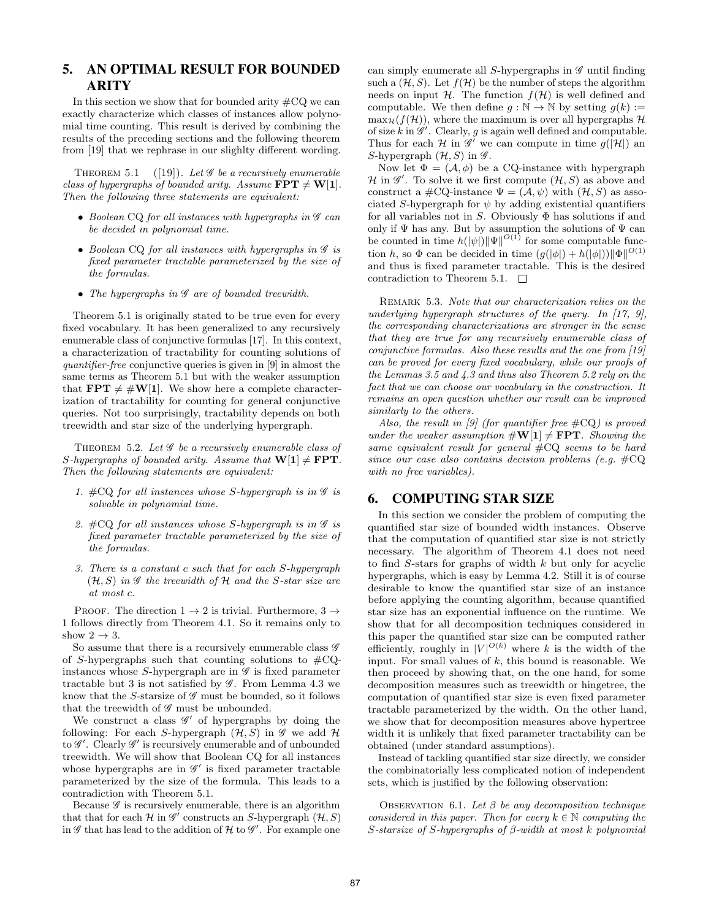## 5. AN OPTIMAL RESULT FOR BOUNDED ARITY

In this section we show that for bounded arity #CQ we can exactly characterize which classes of instances allow polynomial time counting. This result is derived by combining the results of the preceding sections and the following theorem from [19] that we rephrase in our slighlty different wording.

Theorem 5.1 ([19]). *Let $\mathscr{G}$ be a recursively enumerable class of hypergraphs of bounded arity. Assume $\mathbf{FPT} \neq \mathbf{W[1]}$. Then the following three statements are equivalent:*

- *Boolean* CQ *for all instances with hypergraphs in $\mathscr{G}$ can be decided in polynomial time.*
- *Boolean* CQ *for all instances with hypergraphs in $\mathscr{G}$ is fixed parameter tractable parameterized by the size of the formulas.*
- *The hypergraphs in $\mathscr{G}$ are of bounded treewidth.*

Theorem 5.1 is originally stated to be true even for every fixed vocabulary. It has been generalized to any recursively enumerable class of conjunctive formulas [17]. In this context, a characterization of tractability for counting solutions of *quantifier-free* conjunctive queries is given in [9] in almost the same terms as Theorem 5.1 but with the weaker assumption that $\mathbf{FPT} \neq \#\mathbf{W[1]}$. We show here a complete characterization of tractability for counting for general conjunctive queries. Not too surprisingly, tractability depends on both treewidth and star size of the underlying hypergraph.

Theorem 5.2. *Let $\mathscr{G}$ be a recursively enumerable class of $S$-hypergraphs of bounded arity. Assume that $\mathbf{W[1]} \neq \mathbf{FPT}$. Then the following statements are equivalent:*

1. *#CQ for all instances whose $S$-hypergraph is in $\mathscr{G}$ is solvable in polynomial time.*
2. *#CQ for all instances whose $S$-hypergraph is in $\mathscr{G}$ is fixed parameter tractable parameterized by the size of the formulas.*
3. *There is a constant $c$ such that for each $S$-hypergraph $(\mathcal{H}, S)$ in $\mathscr{G}$ the treewidth of $\mathcal{H}$ and the $S$-star size are at most $c$.*

Proof. The direction $1 \to 2$ is trivial. Furthermore, $3 \to 1$ follows directly from Theorem 4.1. So it remains only to show $2 \to 3$.

So assume that there is a recursively enumerable class $\mathscr{G}$ of $S$-hypergraphs such that counting solutions to #CQ-instances whose $S$-hypergraph are in $\mathscr{G}$ is fixed parameter tractable but 3 is not satisfied by $\mathscr{G}$. From Lemma 4.3 we know that the $S$-starsize of $\mathscr{G}$ must be bounded, so it follows that the treewidth of $\mathscr{G}$ must be unbounded.

We construct a class $\mathscr{G}'$ of hypergraphs by doing the following: For each $S$-hypergraph $(\mathcal{H}, S)$ in $\mathscr{G}$ we add $\mathcal{H}$ to $\mathscr{G}'$. Clearly $\mathscr{G}'$ is recursively enumerable and of unbounded treewidth. We will show that Boolean CQ for all instances whose hypergraphs are in $\mathscr{G}'$ is fixed parameter tractable parameterized by the size of the formula. This leads to a contradiction with Theorem 5.1.

Because $\mathscr{G}$ is recursively enumerable, there is an algorithm that that for each $\mathcal{H}$ in $\mathscr{G}'$ constructs an $S$-hypergraph $(\mathcal{H}, S)$ in $\mathscr{G}$ that has lead to the addition of $\mathcal{H}$ to $\mathscr{G}'$. For example one can simply enumerate all $S$-hypergraphs in $\mathscr{G}$ until finding such a $(\mathcal{H}, S)$. Let $f(\mathcal{H})$ be the number of steps the algorithm needs on input $\mathcal{H}$. The function $f(\mathcal{H})$ is well defined and computable. We then define $g : \mathbb{N} \to \mathbb{N}$ by setting $g(k) := \max_{\mathcal{H}}(f(\mathcal{H}))$, where the maximum is over all hypergraphs $\mathcal{H}$ of size $k$ in $\mathscr{G}'$. Clearly, $g$ is again well defined and computable. Thus for each $\mathcal{H}$ in $\mathscr{G}'$ we can compute in time $g(|\mathcal{H}|)$ an $S$-hypergraph $(\mathcal{H}, S)$ in $\mathscr{G}$.

Now let $\Phi = (\mathcal{A}, \phi)$ be a CQ-instance with hypergraph $\mathcal{H}$ in $\mathscr{G}'$. To solve it we first compute $(\mathcal{H}, S)$ as above and construct a #CQ-instance $\Psi = (\mathcal{A}, \psi)$ with $(\mathcal{H}, S)$ as associated $S$-hypergraph for $\psi$ by adding existential quantifiers for all variables not in $S$. Obviously $\Phi$ has solutions if and only if $\Psi$ has any. But by assumption the solutions of $\Psi$ can be counted in time $h(|\psi|)\|\Psi\|^{O(1)}$ for some computable function $h$, so $\Phi$ can be decided in time $(g(|\phi|) + h(|\phi|))\|\Phi\|^{O(1)}$ and thus is fixed parameter tractable. This is the desired contradiction to Theorem 5.1. $\square$

Remark 5.3. *Note that our characterization relies on the underlying hypergraph structures of the query. In [17, 9], the corresponding characterizations are stronger in the sense that they are true for any recursively enumerable class of conjunctive formulas. Also these results and the one from [19] can be proved for every fixed vocabulary, while our proofs of the Lemmas 3.5 and 4.3 and thus also Theorem 5.2 rely on the fact that we can choose our vocabulary in the construction. It remains an open question whether our result can be improved similarly to the others.*

*Also, the result in [9] (for quantifier free #CQ) is proved under the weaker assumption $\#\mathbf{W[1]} \neq \mathbf{FPT}$. Showing the same equivalent result for general #CQ seems to be hard since our case also contains decision problems (e.g. #CQ with no free variables).*

## 6. COMPUTING STAR SIZE

In this section we consider the problem of computing the quantified star size of bounded width instances. Observe that the computation of quantified star size is not strictly necessary. The algorithm of Theorem 4.1 does not need to find $S$-stars for graphs of width $k$ but only for acyclic hypergraphs, which is easy by Lemma 4.2. Still it is of course desirable to know the quantified star size of an instance before applying the counting algorithm, because quantified star size has an exponential influence on the runtime. We show that for all decomposition techniques considered in this paper the quantified star size can be computed rather efficiently, roughly in $|V|^{O(k)}$ where $k$ is the width of the input. For small values of $k$, this bound is reasonable. We then proceed by showing that, on the one hand, for some decomposition measures such as treewidth or hingetree, the computation of quantified star size is even fixed parameter tractable parameterized by the width. On the other hand, we show that for decomposition measures above hypertree width it is unlikely that fixed parameter tractability can be obtained (under standard assumptions).

Instead of tackling quantified star size directly, we consider the combinatorially less complicated notion of independent sets, which is justified by the following observation:

Observation 6.1. *Let $\beta$ be any decomposition technique considered in this paper. Then for every $k \in \mathbb{N}$ computing the $S$-starsize of $S$-hypergraphs of $\beta$-width at most $k$ polynomial*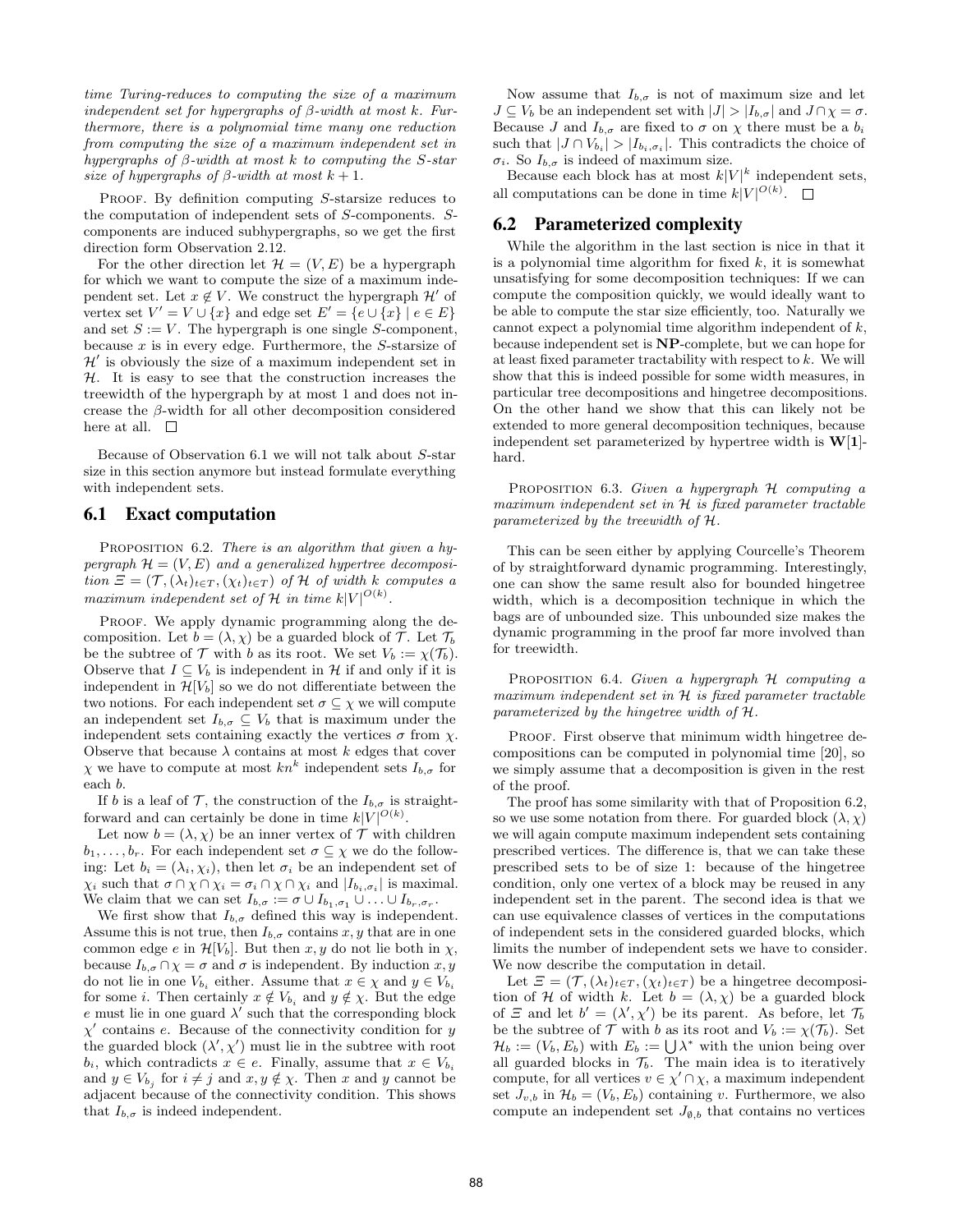*time Turing-reduces to computing the size of a maximum independent set for hypergraphs of $\beta$-width at most $k$. Furthermore, there is a polynomial time many one reduction from computing the size of a maximum independent set in hypergraphs of $\beta$-width at most $k$ to computing the $S$-star size of hypergraphs of $\beta$-width at most $k+1$.*

PROOF. By definition computing $S$-starsize reduces to the computation of independent sets of $S$-components. $S$-components are induced subhypergraphs, so we get the first direction form Observation 2.12.

For the other direction let $\mathcal{H} = (V, E)$ be a hypergraph for which we want to compute the size of a maximum independent set. Let $x \notin V$. We construct the hypergraph $\mathcal{H}'$ of vertex set $V' = V \cup \{x\}$ and edge set $E' = \{e \cup \{x\} \mid e \in E\}$ and set $S := V$. The hypergraph is one single $S$-component, because $x$ is in every edge. Furthermore, the $S$-starsize of $\mathcal{H}'$ is obviously the size of a maximum independent set in $\mathcal{H}$. It is easy to see that the construction increases the treewidth of the hypergraph by at most 1 and does not increase the $\beta$-width for all other decomposition considered here at all. □

Because of Observation 6.1 we will not talk about $S$-star size in this section anymore but instead formulate everything with independent sets.

## 6.1 Exact computation

PROPOSITION 6.2. *There is an algorithm that given a hypergraph $\mathcal{H} = (V, E)$ and a generalized hypertree decomposition $\Xi = (\mathcal{T}, (\lambda_t)_{t \in T}, (\chi_t)_{t \in T})$ of $\mathcal{H}$ of width $k$ computes a maximum independent set of $\mathcal{H}$ in time $k|V|^{O(k)}$.*

PROOF. We apply dynamic programming along the decomposition. Let $b = (\lambda, \chi)$ be a guarded block of $\mathcal{T}$. Let $\mathcal{T}_b$ be the subtree of $\mathcal{T}$ with $b$ as its root. We set $V_b := \chi(\mathcal{T}_b)$. Observe that $I \subseteq V_b$ is independent in $\mathcal{H}$ if and only if it is independent in $\mathcal{H}[V_b]$ so we do not differentiate between the two notions. For each independent set $\sigma \subseteq \chi$ we will compute an independent set $I_{b,\sigma} \subseteq V_b$ that is maximum under the independent sets containing exactly the vertices $\sigma$ from $\chi$. Observe that because $\lambda$ contains at most $k$ edges that cover $\chi$ we have to compute at most $kn^k$ independent sets $I_{b,\sigma}$ for each $b$.

If $b$ is a leaf of $\mathcal{T}$, the construction of the $I_{b,\sigma}$ is straightforward and can certainly be done in time $k|V|^{O(k)}$.

Let now $b = (\lambda, \chi)$ be an inner vertex of $\mathcal{T}$ with children $b_1, \ldots, b_r$. For each independent set $\sigma \subseteq \chi$ we do the following: Let $b_i = (\lambda_i, \chi_i)$, then let $\sigma_i$ be an independent set of $\chi_i$ such that $\sigma \cap \chi \cap \chi_i = \sigma_i \cap \chi \cap \chi_i$ and $|I_{b_i,\sigma_i}|$ is maximal. We claim that we can set $I_{b,\sigma} := \sigma \cup I_{b_1,\sigma_1} \cup \ldots \cup I_{b_r,\sigma_r}$.

We first show that $I_{b,\sigma}$ defined this way is independent. Assume this is not true, then $I_{b,\sigma}$ contains $x, y$ that are in one common edge $e$ in $\mathcal{H}[V_b]$. But then $x, y$ do not lie both in $\chi$, because $I_{b,\sigma} \cap \chi = \sigma$ and $\sigma$ is independent. By induction $x, y$ do not lie in one $V_{b_i}$ either. Assume that $x \in \chi$ and $y \in V_{b_i}$ for some $i$. Then certainly $x \notin V_{b_i}$ and $y \notin \chi$. But the edge $e$ must lie in one guard $\lambda'$ such that the corresponding block $\chi'$ contains $e$. Because of the connectivity condition for $y$ the guarded block $(\lambda', \chi')$ must lie in the subtree with root $b_i$, which contradicts $x \in e$. Finally, assume that $x \in V_{b_i}$ and $y \in V_{b_j}$ for $i \neq j$ and $x, y \notin \chi$. Then $x$ and $y$ cannot be adjacent because of the connectivity condition. This shows that $I_{b,\sigma}$ is indeed independent.

Now assume that $I_{b,\sigma}$ is not of maximum size and let $J \subseteq V_b$ be an independent set with $|J| > |I_{b,\sigma}|$ and $J \cap \chi = \sigma$. Because $J$ and $I_{b,\sigma}$ are fixed to $\sigma$ on $\chi$ there must be a $b_i$ such that $|J \cap V_{b_i}| > |I_{b_i,\sigma_i}|$. This contradicts the choice of $\sigma_i$. So $I_{b,\sigma}$ is indeed of maximum size.

Because each block has at most $k|V|^k$ independent sets, all computations can be done in time $k|V|^{O(k)}$. □

## 6.2 Parameterized complexity

While the algorithm in the last section is nice in that it is a polynomial time algorithm for fixed $k$, it is somewhat unsatisfying for some decomposition techniques: If we can compute the composition quickly, we would ideally want to be able to compute the star size efficiently, too. Naturally we cannot expect a polynomial time algorithm independent of $k$, because independent set is **NP**-complete, but we can hope for at least fixed parameter tractability with respect to $k$. We will show that this is indeed possible for some width measures, in particular tree decompositions and hingetree decompositions. On the other hand we show that this can likely not be extended to more general decomposition techniques, because independent set parameterized by hypertree width is **W[1]**-hard.

PROPOSITION 6.3. *Given a hypergraph $\mathcal{H}$ computing a maximum independent set in $\mathcal{H}$ is fixed parameter tractable parameterized by the treewidth of $\mathcal{H}$.*

This can be seen either by applying Courcelle's Theorem of by straightforward dynamic programming. Interestingly, one can show the same result also for bounded hingetree width, which is a decomposition technique in which the bags are of unbounded size. This unbounded size makes the dynamic programming in the proof far more involved than for treewidth.

PROPOSITION 6.4. *Given a hypergraph $\mathcal{H}$ computing a maximum independent set in $\mathcal{H}$ is fixed parameter tractable parameterized by the hingetree width of $\mathcal{H}$.*

PROOF. First observe that minimum width hingetree decompositions can be computed in polynomial time [20], so we simply assume that a decomposition is given in the rest of the proof.

The proof has some similarity with that of Proposition 6.2, so we use some notation from there. For guarded block $(\lambda, \chi)$ we will again compute maximum independent sets containing prescribed vertices. The difference is, that we can take these prescribed sets to be of size 1: because of the hingetree condition, only one vertex of a block may be reused in any independent set in the parent. The second idea is that we can use equivalence classes of vertices in the computations of independent sets in the considered guarded blocks, which limits the number of independent sets we have to consider. We now describe the computation in detail.

Let $\Xi = (\mathcal{T}, (\lambda_t)_{t \in T}, (\chi_t)_{t \in T})$ be a hingetree decomposition of $\mathcal{H}$ of width $k$. Let $b = (\lambda, \chi)$ be a guarded block of $\Xi$ and let $b' = (\lambda', \chi')$ be its parent. As before, let $\mathcal{T}_b$ be the subtree of $\mathcal{T}$ with $b$ as its root and $V_b := \chi(\mathcal{T}_b)$. Set $\mathcal{H}_b := (V_b, E_b)$ with $E_b := \bigcup \lambda^*$ with the union being over all guarded blocks in $\mathcal{T}_b$. The main idea is to iteratively compute, for all vertices $v \in \chi' \cap \chi$, a maximum independent set $J_{v,b}$ in $\mathcal{H}_b = (V_b, E_b)$ containing $v$. Furthermore, we also compute an independent set $J_{\emptyset,b}$ that contains no vertices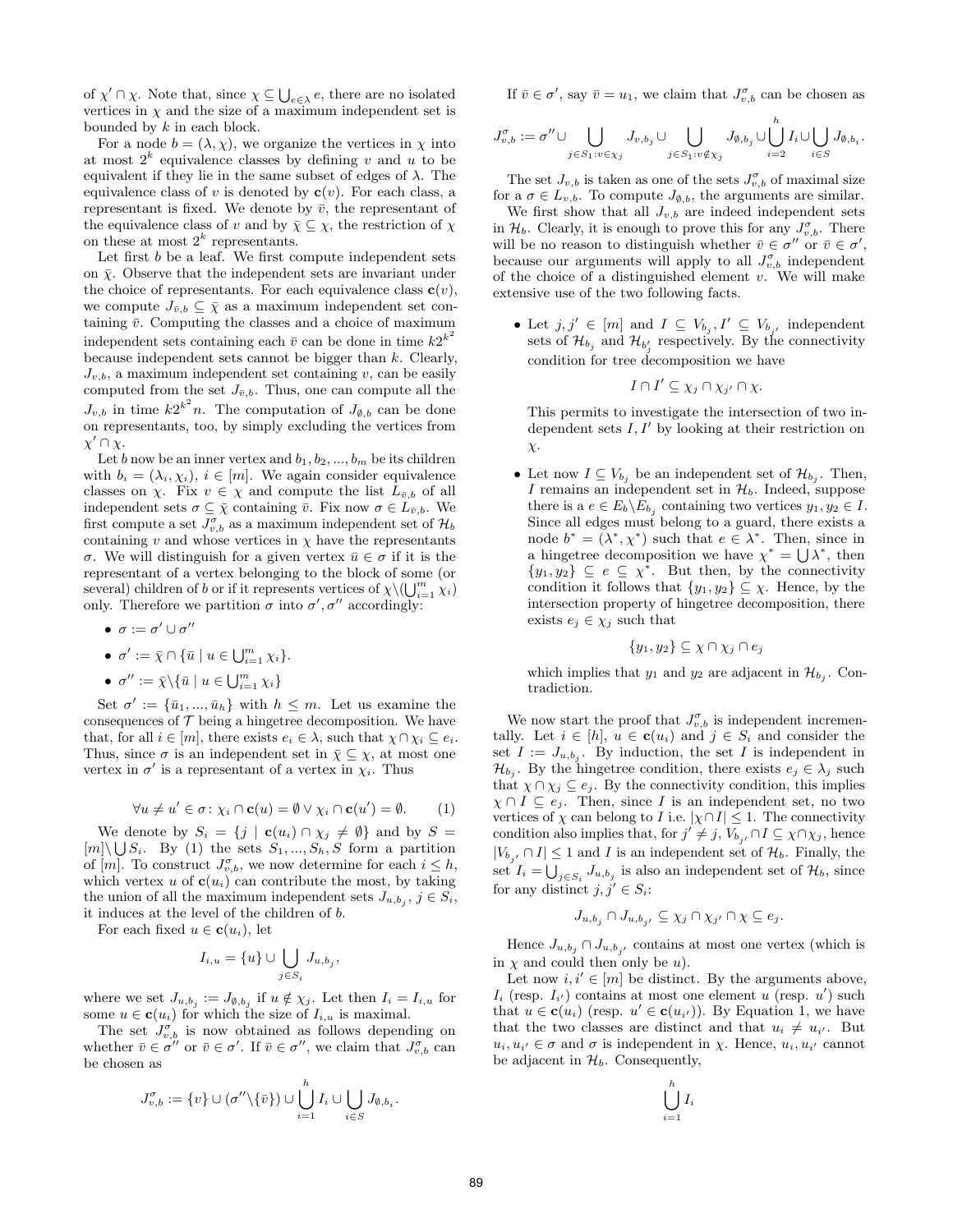of $\chi' \cap \chi$. Note that, since $\chi \subseteq \bigcup_{e \in \lambda} e$, there are no isolated vertices in $\chi$ and the size of a maximum independent set is bounded by $k$ in each block.

For a node $b = (\lambda, \chi)$, we organize the vertices in $\chi$ into at most $2^k$ equivalence classes by defining $v$ and $u$ to be equivalent if they lie in the same subset of edges of $\lambda$. The equivalence class of $v$ is denoted by $\mathbf{c}(v)$. For each class, a representant is fixed. We denote by $\bar{v}$, the representant of the equivalence class of $v$ and by $\bar{\chi} \subseteq \chi$, the restriction of $\chi$ on these at most $2^k$ representants.

Let first $b$ be a leaf. We first compute independent sets on $\bar{\chi}$. Observe that the independent sets are invariant under the choice of representants. For each equivalence class $\mathbf{c}(v)$, we compute $J_{\bar{v},b} \subseteq \bar{\chi}$ as a maximum independent set containing $\bar{v}$. Computing the classes and a choice of maximum independent sets containing each $\bar{v}$ can be done in time $k2^{k^2}$ because independent sets cannot be bigger than $k$. Clearly, $J_{v,b}$, a maximum independent set containing $v$, can be easily computed from the set $J_{\bar{v},b}$. Thus, one can compute all the $J_{v,b}$ in time $k2^{k^2}n$. The computation of $J_{\emptyset,b}$ can be done on representants, too, by simply excluding the vertices from $\chi' \cap \chi$.

Let $b$ now be an inner vertex and $b_1, b_2, ..., b_m$ be its children with $b_i = (\lambda_i, \chi_i)$, $i \in [m]$. We again consider equivalence classes on $\chi$. Fix $v \in \chi$ and compute the list $L_{\bar{v},b}$ of all independent sets $\sigma \subseteq \bar{\chi}$ containing $\bar{v}$. Fix now $\sigma \in L_{\bar{v},b}$. We first compute a set $J^{\sigma}_{v,b}$ as a maximum independent set of $\mathcal{H}_b$ containing $v$ and whose vertices in $\chi$ have the representants $\sigma$. We will distinguish for a given vertex $\bar{u} \in \sigma$ if it is the representant of a vertex belonging to the block of some (or several) children of $b$ or if it represents vertices of $\chi \backslash (\bigcup_{i=1}^{m} \chi_i)$ only. Therefore we partition $\sigma$ into $\sigma', \sigma''$ accordingly:

- $\sigma := \sigma' \cup \sigma''$
- $\sigma' := \bar{\chi} \cap \{\bar{u} \mid u \in \bigcup_{i=1}^{m} \chi_i\}$.
- $\sigma'' := \bar{\chi} \backslash \{\bar{u} \mid u \in \bigcup_{i=1}^{m} \chi_i\}$

Set $\sigma' := \{\bar{u}_1, ..., \bar{u}_h\}$ with $h \leq m$. Let us examine the consequences of $\mathcal{T}$ being a hingetree decomposition. We have that, for all $i \in [m]$, there exists $e_i \in \lambda$, such that $\chi \cap \chi_i \subseteq e_i$. Thus, since $\sigma$ is an independent set in $\bar{\chi} \subseteq \chi$, at most one vertex in $\sigma'$ is a representant of a vertex in $\chi_i$. Thus

$$\forall u \neq u' \in \sigma \colon \chi_i \cap \mathbf{c}(u) = \emptyset \vee \chi_i \cap \mathbf{c}(u') = \emptyset. \qquad (1)$$

We denote by $S_i = \{j \mid \mathbf{c}(u_i) \cap \chi_j \neq \emptyset\}$ and by $S = [m] \backslash \bigcup S_i$. By (1) the sets $S_1, ..., S_h, S$ form a partition of $[m]$. To construct $J^{\sigma}_{v,b}$, we now determine for each $i \leq h$, which vertex $u$ of $\mathbf{c}(u_i)$ can contribute the most, by taking the union of all the maximum independent sets $J_{u,b_j}$, $j \in S_i$, it induces at the level of the children of $b$.

For each fixed $u \in \mathbf{c}(u_i)$, let

$$I_{i,u} = \{u\} \cup \bigcup_{j \in S_i} J_{u,b_j},$$

where we set $J_{u,b_j} := J_{\emptyset,b_j}$ if $u \notin \chi_j$. Let then $I_i = I_{i,u}$ for some $u \in \mathbf{c}(u_i)$ for which the size of $I_{i,u}$ is maximal.

The set $J^{\sigma}_{v,b}$ is now obtained as follows depending on whether $\bar{v} \in \sigma''$ or $\bar{v} \in \sigma'$. If $\bar{v} \in \sigma''$, we claim that $J^{\sigma}_{v,b}$ can be chosen as

$$J^{\sigma}_{v,b} := \{v\} \cup (\sigma'' \backslash \{\bar{v}\}) \cup \bigcup_{i=1}^{h} I_i \cup \bigcup_{i \in S} J_{\emptyset,b_i}.$$

If $\bar{v} \in \sigma'$, say $\bar{v} = u_1$, we claim that $J^{\sigma}_{v,b}$ can be chosen as

$$J^{\sigma}_{v,b} := \sigma'' \cup \bigcup_{j \in S_1 : v \in \chi_j} J_{v,b_j} \cup \bigcup_{j \in S_1 : v \notin \chi_j} J_{\emptyset,b_j} \cup \bigcup_{i=2}^{h} I_i \cup \bigcup_{i \in S} J_{\emptyset,b_i}.$$

The set $J_{v,b}$ is taken as one of the sets $J^{\sigma}_{v,b}$ of maximal size for a $\sigma \in L_{v,b}$. To compute $J_{\emptyset,b}$, the arguments are similar.

We first show that all $J_{v,b}$ are indeed independent sets in $\mathcal{H}_b$. Clearly, it is enough to prove this for any $J^{\sigma}_{v,b}$. There will be no reason to distinguish whether $\bar{v} \in \sigma''$ or $\bar{v} \in \sigma'$, because our arguments will apply to all $J^{\sigma}_{v,b}$ independent of the choice of a distinguished element $v$. We will make extensive use of the two following facts.

- Let $j, j' \in [m]$ and $I \subseteq V_{b_j}, I' \subseteq V_{b_{j'}}$ independent sets of $\mathcal{H}_{b_j}$ and $\mathcal{H}_{b'_j}$ respectively. By the connectivity condition for tree decomposition we have

$$I \cap I' \subseteq \chi_j \cap \chi_{j'} \cap \chi.$$

  This permits to investigate the intersection of two independent sets $I, I'$ by looking at their restriction on $\chi$.

- Let now $I \subseteq V_{b_j}$ be an independent set of $\mathcal{H}_{b_j}$. Then, $I$ remains an independent set in $\mathcal{H}_b$. Indeed, suppose there is a $e \in E_b \backslash E_{b_j}$ containing two vertices $y_1, y_2 \in I$. Since all edges must belong to a guard, there exists a node $b^* = (\lambda^*, \chi^*)$ such that $e \in \lambda^*$. Then, since in a hingetree decomposition we have $\chi^* = \bigcup \lambda^*$, then $\{y_1, y_2\} \subseteq e \subseteq \chi^*$. But then, by the connectivity condition it follows that $\{y_1, y_2\} \subseteq \chi$. Hence, by the intersection property of hingetree decomposition, there exists $e_j \in \chi_j$ such that

$$\{y_1, y_2\} \subseteq \chi \cap \chi_j \cap e_j$$

  which implies that $y_1$ and $y_2$ are adjacent in $\mathcal{H}_{b_j}$. Contradiction.

We now start the proof that $J^{\sigma}_{v,b}$ is independent incrementally. Let $i \in [h]$, $u \in \mathbf{c}(u_i)$ and $j \in S_i$ and consider the set $I := J_{u,b_j}$. By induction, the set $I$ is independent in $\mathcal{H}_{b_j}$. By the hingetree condition, there exists $e_j \in \lambda_j$ such that $\chi \cap \chi_j \subseteq e_j$. By the connectivity condition, this implies $\chi \cap I \subseteq e_j$. Then, since $I$ is an independent set, no two vertices of $\chi$ can belong to $I$ i.e. $|\chi \cap I| \leq 1$. The connectivity condition also implies that, for $j' \neq j$, $V_{b_{j'}} \cap I \subseteq \chi \cap \chi_j$, hence $|V_{b_{j'}} \cap I| \leq 1$ and $I$ is an independent set of $\mathcal{H}_b$. Finally, the set $I_i = \bigcup_{j \in S_i} J_{u,b_j}$ is also an independent set of $\mathcal{H}_b$, since for any distinct $j, j' \in S_i$:

$$J_{u,b_j} \cap J_{u,b_{j'}} \subseteq \chi_j \cap \chi_{j'} \cap \chi \subseteq e_j.$$

Hence $J_{u,b_j} \cap J_{u,b_{j'}}$ contains at most one vertex (which is in $\chi$ and could then only be $u$).

Let now $i, i' \in [m]$ be distinct. By the arguments above, $I_i$ (resp. $I_{i'}$) contains at most one element $u$ (resp. $u'$) such that $u \in \mathbf{c}(u_i)$ (resp. $u' \in \mathbf{c}(u_{i'})$). By Equation 1, we have that the two classes are distinct and that $u_i \neq u_{i'}$. But $u_i, u_{i'} \in \sigma$ and $\sigma$ is independent in $\chi$. Hence, $u_i, u_{i'}$ cannot be adjacent in $\mathcal{H}_b$. Consequently,

$$\bigcup_{i=1}^{h} I_i$$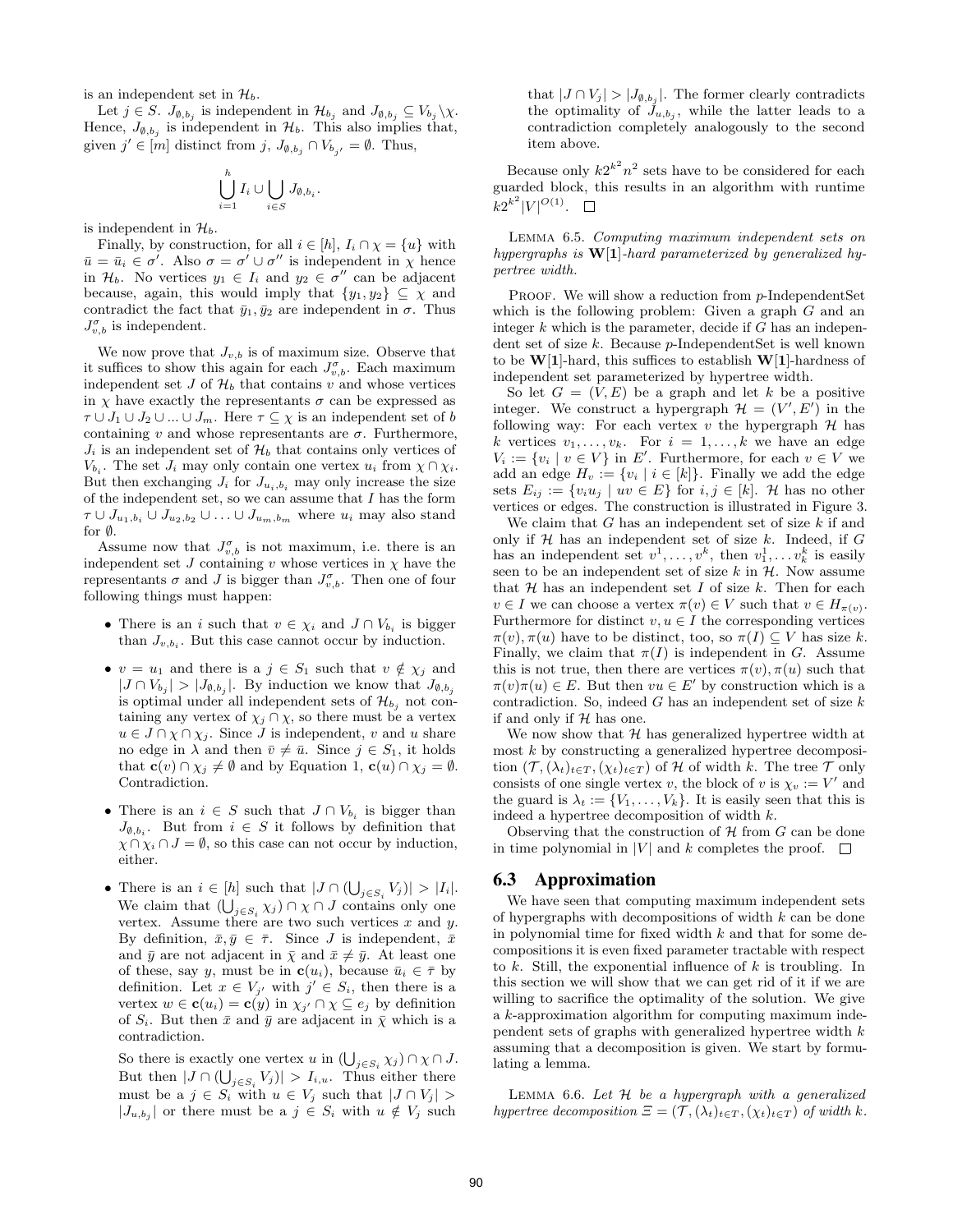is an independent set in $\mathcal{H}_b$.

Let $j \in S$. $J_{\emptyset,b_j}$ is independent in $\mathcal{H}_{b_j}$ and $J_{\emptyset,b_j} \subseteq V_{b_j} \setminus \chi$. Hence, $J_{\emptyset,b_j}$ is independent in $\mathcal{H}_b$. This also implies that, given $j' \in [m]$ distinct from $j$, $J_{\emptyset,b_j} \cap V_{b_{j'}} = \emptyset$. Thus,

$$\bigcup_{i=1}^{h} I_i \cup \bigcup_{i \in S} J_{\emptyset,b_i}.$$

is independent in $\mathcal{H}_b$.

Finally, by construction, for all $i \in [h]$, $I_i \cap \chi = \{u\}$ with $\bar{u} = \bar{u}_i \in \sigma'$. Also $\sigma = \sigma' \cup \sigma''$ is independent in $\chi$ hence in $\mathcal{H}_b$. No vertices $y_1 \in I_i$ and $y_2 \in \sigma''$ can be adjacent because, again, this would imply that $\{y_1, y_2\} \subseteq \chi$ and contradict the fact that $\bar{y}_1, \bar{y}_2$ are independent in $\sigma$. Thus $J^{\sigma}_{v,b}$ is independent.

We now prove that $J_{v,b}$ is of maximum size. Observe that it suffices to show this again for each $J^{\sigma}_{v,b}$. Each maximum independent set $J$ of $\mathcal{H}_b$ that contains $v$ and whose vertices in $\chi$ have exactly the representants $\sigma$ can be expressed as $\tau \cup J_1 \cup J_2 \cup ... \cup J_m$. Here $\tau \subseteq \chi$ is an independent set of $b$ containing $v$ and whose representants are $\sigma$. Furthermore, $J_i$ is an independent set of $\mathcal{H}_b$ that contains only vertices of $V_{b_i}$. The set $J_i$ may only contain one vertex $u_i$ from $\chi \cap \chi_i$. But then exchanging $J_i$ for $J_{u_i,b_i}$ may only increase the size of the independent set, so we can assume that $I$ has the form $\tau \cup J_{u_1,b_1} \cup J_{u_2,b_2} \cup \ldots \cup J_{u_m,b_m}$ where $u_i$ may also stand for $\emptyset$.

Assume now that $J^{\sigma}_{v,b}$ is not maximum, i.e. there is an independent set $J$ containing $v$ whose vertices in $\chi$ have the representants $\sigma$ and $J$ is bigger than $J^{\sigma}_{v,b}$. Then one of four following things must happen:

- There is an $i$ such that $v \in \chi_i$ and $J \cap V_{b_i}$ is bigger than $J_{v,b_i}$. But this case cannot occur by induction.
- $v = u_1$ and there is a $j \in S_1$ such that $v \notin \chi_j$ and $|J \cap V_{b_j}| > |J_{\emptyset,b_j}|$. By induction we know that $J_{\emptyset,b_j}$ is optimal under all independent sets of $\mathcal{H}_{b_j}$ not containing any vertex of $\chi_j \cap \chi$, so there must be a vertex $u \in J \cap \chi \cap \chi_j$. Since $J$ is independent, $v$ and $u$ share no edge in $\lambda$ and then $\bar{v} \neq \bar{u}$. Since $j \in S_1$, it holds that $\mathbf{c}(v) \cap \chi_j \neq \emptyset$ and by Equation 1, $\mathbf{c}(u) \cap \chi_j = \emptyset$. Contradiction.
- There is an $i \in S$ such that $J \cap V_{b_i}$ is bigger than $J_{\emptyset,b_i}$. But from $i \in S$ it follows by definition that $\chi \cap \chi_i \cap J = \emptyset$, so this case can not occur by induction, either.
- There is an $i \in [h]$ such that $|J \cap (\bigcup_{j \in S_i} V_j)| > |I_i|$. We claim that $(\bigcup_{j \in S_i} \chi_j) \cap \chi \cap J$ contains only one vertex. Assume there are two such vertices $x$ and $y$. By definition, $\bar{x}, \bar{y} \in \bar{\tau}$. Since $J$ is independent, $\bar{x}$ and $\bar{y}$ are not adjacent in $\bar{\chi}$ and $\bar{x} \neq \bar{y}$. At least one of these, say $y$, must be in $\mathbf{c}(u_i)$, because $\bar{u}_i \in \bar{\tau}$ by definition. Let $x \in V_{j'}$ with $j' \in S_i$, then there is a vertex $w \in \mathbf{c}(u_i) = \mathbf{c}(y)$ in $\chi_{j'} \cap \chi \subseteq e_j$ by definition of $S_i$. But then $\bar{x}$ and $\bar{y}$ are adjacent in $\bar{\chi}$ which is a contradiction.

  So there is exactly one vertex $u$ in $(\bigcup_{j \in S_i} \chi_j) \cap \chi \cap J$. But then $|J \cap (\bigcup_{j \in S_i} V_j)| > I_{i,u}$. Thus either there must be a $j \in S_i$ with $u \in V_j$ such that $|J \cap V_j| > |J_{u,b_j}|$ or there must be a $j \in S_i$ with $u \notin V_j$ such that $|J \cap V_j| > |J_{\emptyset,b_j}|$. The former clearly contradicts the optimality of $J_{u,b_j}$, while the latter leads to a contradiction completely analogously to the second item above.

Because only $k2^{k^2}n^2$ sets have to be considered for each guarded block, this results in an algorithm with runtime $k2^{k^2}|V|^{O(1)}$. $\square$

**Lemma 6.5.** *Computing maximum independent sets on hypergraphs is* $\mathbf{W[1]}$*-hard parameterized by generalized hypertree width.*

Proof. We will show a reduction from $p$-IndependentSet which is the following problem: Given a graph $G$ and an integer $k$ which is the parameter, decide if $G$ has an independent set of size $k$. Because $p$-IndependentSet is well known to be $\mathbf{W[1]}$-hard, this suffices to establish $\mathbf{W[1]}$-hardness of independent set parameterized by hypertree width.

So let $G = (V, E)$ be a graph and let $k$ be a positive integer. We construct a hypergraph $\mathcal{H} = (V', E')$ in the following way: For each vertex $v$ the hypergraph $\mathcal{H}$ has $k$ vertices $v_1, \ldots, v_k$. For $i = 1, \ldots, k$ we have an edge $V_i := \{v_i \mid v \in V\}$ in $E'$. Furthermore, for each $v \in V$ we add an edge $H_v := \{v_i \mid i \in [k]\}$. Finally we add the edge sets $E_{ij} := \{v_i u_j \mid uv \in E\}$ for $i, j \in [k]$. $\mathcal{H}$ has no other vertices or edges. The construction is illustrated in Figure 3.

We claim that $G$ has an independent set of size $k$ if and only if $\mathcal{H}$ has an independent set of size $k$. Indeed, if $G$ has an independent set $v^1, \ldots, v^k$, then $v^1_1, \ldots v^k_k$ is easily seen to be an independent set of size $k$ in $\mathcal{H}$. Now assume that $\mathcal{H}$ has an independent set $I$ of size $k$. Then for each $v \in I$ we can choose a vertex $\pi(v) \in V$ such that $v \in H_{\pi(v)}$. Furthermore for distinct $v, u \in I$ the corresponding vertices $\pi(v), \pi(u)$ have to be distinct, too, so $\pi(I) \subseteq V$ has size $k$. Finally, we claim that $\pi(I)$ is independent in $G$. Assume this is not true, then there are vertices $\pi(v), \pi(u)$ such that $\pi(v)\pi(u) \in E$. But then $vu \in E'$ by construction which is a contradiction. So, indeed $G$ has an independent set of size $k$ if and only if $\mathcal{H}$ has one.

We now show that $\mathcal{H}$ has generalized hypertree width at most $k$ by constructing a generalized hypertree decomposition $(\mathcal{T}, (\lambda_t)_{t \in T}, (\chi_t)_{t \in T})$ of $\mathcal{H}$ of width $k$. The tree $\mathcal{T}$ only consists of one single vertex $v$, the block of $v$ is $\chi_v := V'$ and the guard is $\lambda_t := \{V_1, \ldots, V_k\}$. It is easily seen that this is indeed a hypertree decomposition of width $k$.

Observing that the construction of $\mathcal{H}$ from $G$ can be done in time polynomial in $|V|$ and $k$ completes the proof. $\square$

## 6.3 Approximation

We have seen that computing maximum independent sets of hypergraphs with decompositions of width $k$ can be done in polynomial time for fixed width $k$ and that for some decompositions it is even fixed parameter tractable with respect to $k$. Still, the exponential influence of $k$ is troubling. In this section we will show that we can get rid of it if we are willing to sacrifice the optimality of the solution. We give a $k$-approximation algorithm for computing maximum independent sets of graphs with generalized hypertree width $k$ assuming that a decomposition is given. We start by formulating a lemma.

**Lemma 6.6.** *Let $\mathcal{H}$ be a hypergraph with a generalized hypertree decomposition $\Xi = (\mathcal{T}, (\lambda_t)_{t \in T}, (\chi_t)_{t \in T})$ of width $k$.*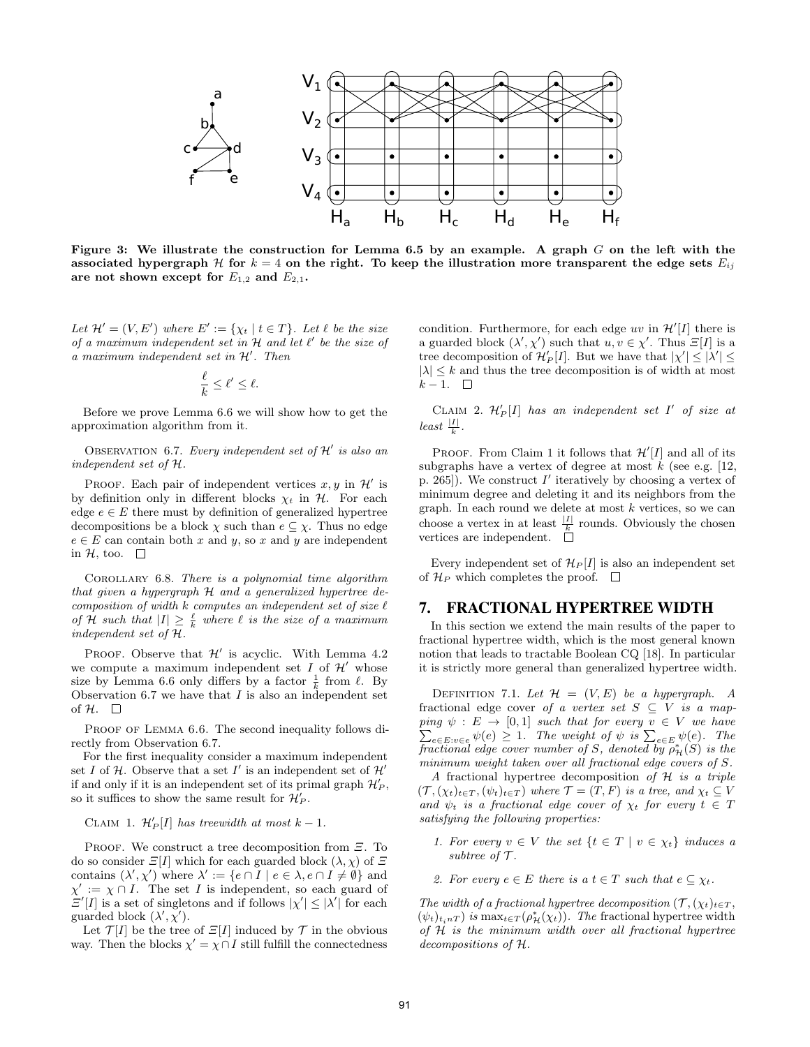**Figure 3: We illustrate the construction for Lemma 6.5 by an example. A graph $G$ on the left with the associated hypergraph $\mathcal{H}$ for $k = 4$ on the right. To keep the illustration more transparent the edge sets $E_{ij}$ are not shown except for $E_{1,2}$ and $E_{2,1}$.**

*Let $\mathcal{H}' = (V, E')$ where $E' := \{\chi_t \mid t \in T\}$. Let $\ell$ be the size of a maximum independent set in $\mathcal{H}$ and let $\ell'$ be the size of a maximum independent set in $\mathcal{H}'$. Then*

$$\frac{\ell}{k} \leq \ell' \leq \ell.$$

Before we prove Lemma 6.6 we will show how to get the approximation algorithm from it.

Observation 6.7. *Every independent set of $\mathcal{H}'$ is also an independent set of $\mathcal{H}$.*

Proof. Each pair of independent vertices $x, y$ in $\mathcal{H}'$ is by definition only in different blocks $\chi_t$ in $\mathcal{H}$. For each edge $e \in E$ there must by definition of generalized hypertree decompositions be a block $\chi$ such than $e \subseteq \chi$. Thus no edge $e \in E$ can contain both $x$ and $y$, so $x$ and $y$ are independent in $\mathcal{H}$, too. $\square$

Corollary 6.8. *There is a polynomial time algorithm that given a hypergraph $\mathcal{H}$ and a generalized hypertree decomposition of width $k$ computes an independent set of size $\ell$ of $\mathcal{H}$ such that $|I| \geq \frac{\ell}{k}$ where $\ell$ is the size of a maximum independent set of $\mathcal{H}$.*

Proof. Observe that $\mathcal{H}'$ is acyclic. With Lemma 4.2 we compute a maximum independent set $I$ of $\mathcal{H}'$ whose size by Lemma 6.6 only differs by a factor $\frac{1}{k}$ from $\ell$. By Observation 6.7 we have that $I$ is also an independent set of $\mathcal{H}$. $\square$

Proof of Lemma 6.6. The second inequality follows directly from Observation 6.7.

For the first inequality consider a maximum independent set $I$ of $\mathcal{H}$. Observe that a set $I'$ is an independent set of $\mathcal{H}'$ if and only if it is an independent set of its primal graph $\mathcal{H}'_P$, so it suffices to show the same result for $\mathcal{H}'_P$.

Claim 1. *$\mathcal{H}'_P[I]$ has treewidth at most $k - 1$.*

Proof. We construct a tree decomposition from $\Xi$. To do so consider $\Xi[I]$ which for each guarded block $(\lambda, \chi)$ of $\Xi$ contains $(\lambda', \chi')$ where $\lambda' := \{e \cap I \mid e \in \lambda, e \cap I \neq \emptyset\}$ and $\chi' := \chi \cap I$. The set $I$ is independent, so each guard of $\Xi'[I]$ is a set of singletons and if follows $|\chi'| \leq |\lambda'|$ for each guarded block $(\lambda', \chi')$.

Let $\mathcal{T}[I]$ be the tree of $\Xi[I]$ induced by $\mathcal{T}$ in the obvious way. Then the blocks $\chi' = \chi \cap I$ still fulfill the connectedness condition. Furthermore, for each edge $uv$ in $\mathcal{H}'[I]$ there is a guarded block $(\lambda', \chi')$ such that $u, v \in \chi'$. Thus $\Xi[I]$ is a tree decomposition of $\mathcal{H}'_P[I]$. But we have that $|\chi'| \leq |\lambda'| \leq |\lambda| \leq k$ and thus the tree decomposition is of width at most $k - 1$. $\square$

Claim 2. *$\mathcal{H}'_P[I]$ has an independent set $I'$ of size at least $\frac{|I|}{k}$.*

Proof. From Claim 1 it follows that $\mathcal{H}'[I]$ and all of its subgraphs have a vertex of degree at most $k$ (see e.g. [12, p. 265]). We construct $I'$ iteratively by choosing a vertex of minimum degree and deleting it and its neighbors from the graph. In each round we delete at most $k$ vertices, so we can choose a vertex in at least $\frac{|I|}{k}$ rounds. Obviously the chosen vertices are independent. $\square$

Every independent set of $\mathcal{H}_P[I]$ is also an independent set of $\mathcal{H}_P$ which completes the proof. $\square$

## 7. FRACTIONAL HYPERTREE WIDTH

In this section we extend the main results of the paper to fractional hypertree width, which is the most general known notion that leads to tractable Boolean CQ [18]. In particular it is strictly more general than generalized hypertree width.

Definition 7.1. *Let $\mathcal{H} = (V, E)$ be a hypergraph. A* fractional edge cover *of a vertex set $S \subseteq V$ is a mapping $\psi : E \to [0, 1]$ such that for every $v \in V$ we have $\sum_{e \in E: v \in e} \psi(e) \geq 1$. The weight of $\psi$ is $\sum_{e \in E} \psi(e)$. The fractional edge cover number of $S$, denoted by $\rho^*_{\mathcal{H}}(S)$ is the minimum weight taken over all fractional edge covers of $S$.*

*A* fractional hypertree decomposition *of $\mathcal{H}$ is a triple $(\mathcal{T}, (\chi_t)_{t \in T}, (\psi_t)_{t \in T})$ where $\mathcal{T} = (T, F)$ is a tree, and $\chi_t \subseteq V$ and $\psi_t$ is a fractional edge cover of $\chi_t$ for every $t \in T$ satisfying the following properties:*

1. *For every $v \in V$ the set $\{t \in T \mid v \in \chi_t\}$ induces a subtree of $\mathcal{T}$.*
2. *For every $e \in E$ there is a $t \in T$ such that $e \subseteq \chi_t$.*

*The width of a fractional hypertree decomposition $(\mathcal{T}, (\chi_t)_{t \in T}, (\psi_t)_{t_i n T})$ is $\max_{t \in T}(\rho^*_{\mathcal{H}}(\chi_t))$. The* fractional hypertree width *of $\mathcal{H}$ is the minimum width over all fractional hypertree decompositions of $\mathcal{H}$.*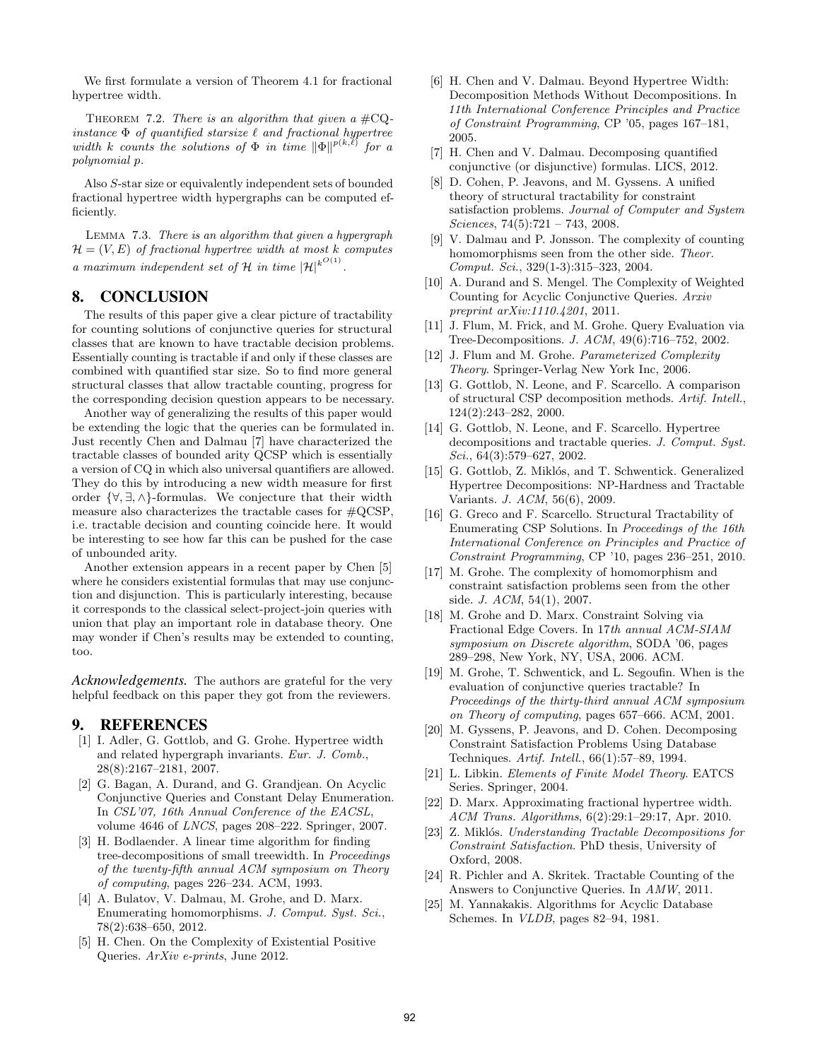We first formulate a version of Theorem 4.1 for fractional hypertree width.

THEOREM 7.2. *There is an algorithm that given a #CQ-instance $\Phi$ of quantified starsize $\ell$ and fractional hypertree width $k$ counts the solutions of $\Phi$ in time $\|\Phi\|^{p(k,\ell)}$ for a polynomial $p$.*

Also $S$-star size or equivalently independent sets of bounded fractional hypertree width hypergraphs can be computed efficiently.

LEMMA 7.3. *There is an algorithm that given a hypergraph $\mathcal{H} = (V, E)$ of fractional hypertree width at most $k$ computes a maximum independent set of $\mathcal{H}$ in time $|\mathcal{H}|^{k^{O(1)}}$.*

## 8. CONCLUSION

The results of this paper give a clear picture of tractability for counting solutions of conjunctive queries for structural classes that are known to have tractable decision problems. Essentially counting is tractable if and only if these classes are combined with quantified star size. So to find more general structural classes that allow tractable counting, progress for the corresponding decision question appears to be necessary.

Another way of generalizing the results of this paper would be extending the logic that the queries can be formulated in. Just recently Chen and Dalmau [7] have characterized the tractable classes of bounded arity QCSP which is essentially a version of CQ in which also universal quantifiers are allowed. They do this by introducing a new width measure for first order $\{\forall, \exists, \wedge\}$-formulas. We conjecture that their width measure also characterizes the tractable cases for #QCSP, i.e. tractable decision and counting coincide here. It would be interesting to see how far this can be pushed for the case of unbounded arity.

Another extension appears in a recent paper by Chen [5] where he considers existential formulas that may use conjunction and disjunction. This is particularly interesting, because it corresponds to the classical select-project-join queries with union that play an important role in database theory. One may wonder if Chen's results may be extended to counting, too.

***Acknowledgements.*** The authors are grateful for the very helpful feedback on this paper they got from the reviewers.

## 9. REFERENCES

[1] I. Adler, G. Gottlob, and G. Grohe. Hypertree width and related hypergraph invariants. *Eur. J. Comb.*, 28(8):2167–2181, 2007.

[2] G. Bagan, A. Durand, and G. Grandjean. On Acyclic Conjunctive Queries and Constant Delay Enumeration. In *CSL'07, 16th Annual Conference of the EACSL*, volume 4646 of *LNCS*, pages 208–222. Springer, 2007.

[3] H. Bodlaender. A linear time algorithm for finding tree-decompositions of small treewidth. In *Proceedings of the twenty-fifth annual ACM symposium on Theory of computing*, pages 226–234. ACM, 1993.

[4] A. Bulatov, V. Dalmau, M. Grohe, and D. Marx. Enumerating homomorphisms. *J. Comput. Syst. Sci.*, 78(2):638–650, 2012.

[5] H. Chen. On the Complexity of Existential Positive Queries. *ArXiv e-prints*, June 2012.

[6] H. Chen and V. Dalmau. Beyond Hypertree Width: Decomposition Methods Without Decompositions. In *11th International Conference Principles and Practice of Constraint Programming*, CP '05, pages 167–181, 2005.

[7] H. Chen and V. Dalmau. Decomposing quantified conjunctive (or disjunctive) formulas. LICS, 2012.

[8] D. Cohen, P. Jeavons, and M. Gyssens. A unified theory of structural tractability for constraint satisfaction problems. *Journal of Computer and System Sciences*, 74(5):721 – 743, 2008.

[9] V. Dalmau and P. Jonsson. The complexity of counting homomorphisms seen from the other side. *Theor. Comput. Sci.*, 329(1-3):315–323, 2004.

[10] A. Durand and S. Mengel. The Complexity of Weighted Counting for Acyclic Conjunctive Queries. *Arxiv preprint arXiv:1110.4201*, 2011.

[11] J. Flum, M. Frick, and M. Grohe. Query Evaluation via Tree-Decompositions. *J. ACM*, 49(6):716–752, 2002.

[12] J. Flum and M. Grohe. *Parameterized Complexity Theory*. Springer-Verlag New York Inc, 2006.

[13] G. Gottlob, N. Leone, and F. Scarcello. A comparison of structural CSP decomposition methods. *Artif. Intell.*, 124(2):243–282, 2000.

[14] G. Gottlob, N. Leone, and F. Scarcello. Hypertree decompositions and tractable queries. *J. Comput. Syst. Sci.*, 64(3):579–627, 2002.

[15] G. Gottlob, Z. Miklós, and T. Schwentick. Generalized Hypertree Decompositions: NP-Hardness and Tractable Variants. *J. ACM*, 56(6), 2009.

[16] G. Greco and F. Scarcello. Structural Tractability of Enumerating CSP Solutions. In *Proceedings of the 16th International Conference on Principles and Practice of Constraint Programming*, CP '10, pages 236–251, 2010.

[17] M. Grohe. The complexity of homomorphism and constraint satisfaction problems seen from the other side. *J. ACM*, 54(1), 2007.

[18] M. Grohe and D. Marx. Constraint Solving via Fractional Edge Covers. In 17*th annual ACM-SIAM symposium on Discrete algorithm*, SODA '06, pages 289–298, New York, NY, USA, 2006. ACM.

[19] M. Grohe, T. Schwentick, and L. Segoufin. When is the evaluation of conjunctive queries tractable? In *Proceedings of the thirty-third annual ACM symposium on Theory of computing*, pages 657–666. ACM, 2001.

[20] M. Gyssens, P. Jeavons, and D. Cohen. Decomposing Constraint Satisfaction Problems Using Database Techniques. *Artif. Intell.*, 66(1):57–89, 1994.

[21] L. Libkin. *Elements of Finite Model Theory*. EATCS Series. Springer, 2004.

[22] D. Marx. Approximating fractional hypertree width. *ACM Trans. Algorithms*, 6(2):29:1–29:17, Apr. 2010.

[23] Z. Miklós. *Understanding Tractable Decompositions for Constraint Satisfaction*. PhD thesis, University of Oxford, 2008.

[24] R. Pichler and A. Skritek. Tractable Counting of the Answers to Conjunctive Queries. In *AMW*, 2011.

[25] M. Yannakakis. Algorithms for Acyclic Database Schemes. In *VLDB*, pages 82–94, 1981.